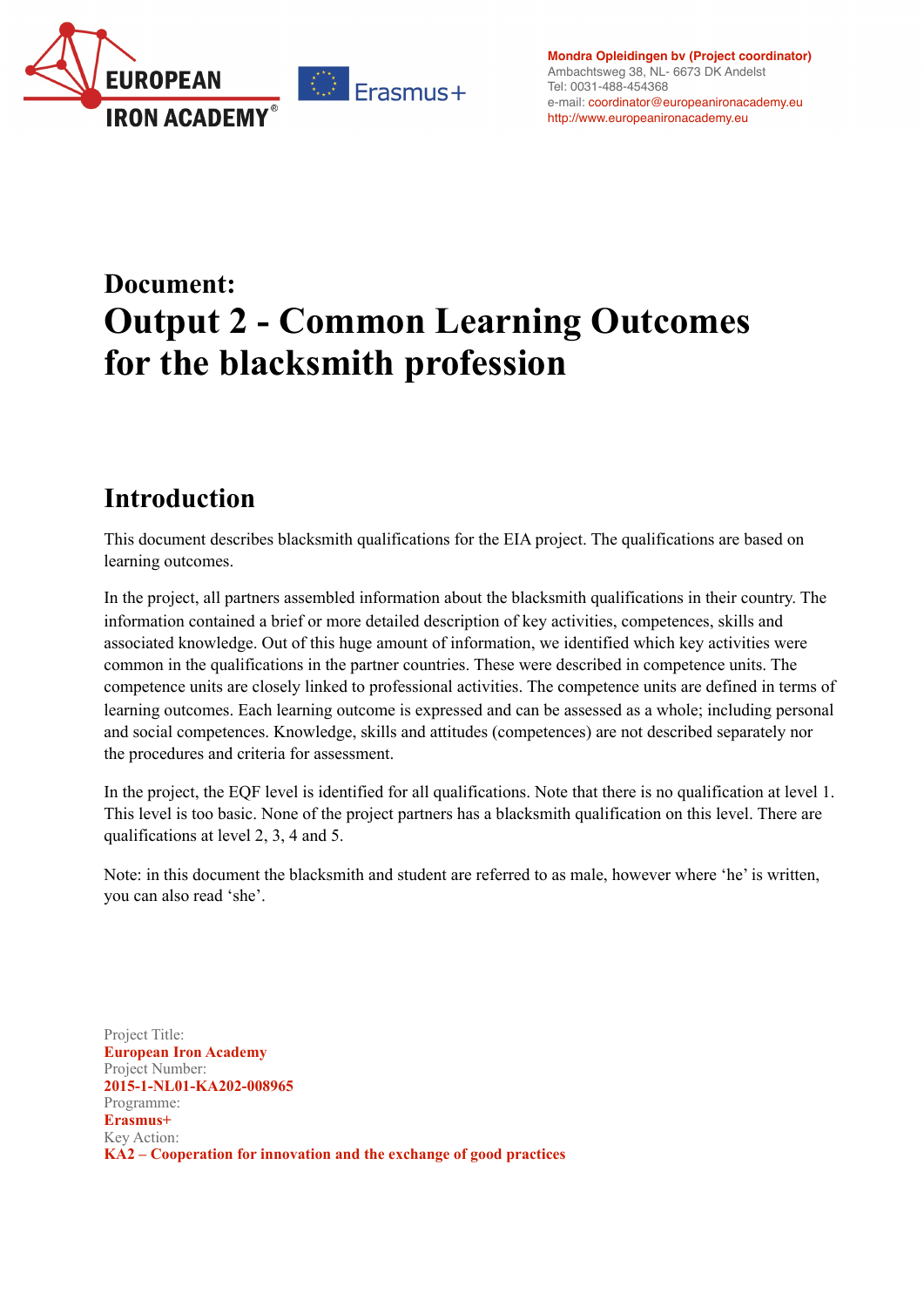**Mondra Opleidingen bv (Project coordinator)**
Ambachtsweg 38, NL- 6673 DK Andelst
Tel: 0031-488-454368
e-mail: coordinator@europeanironacademy.eu
http://www.europeanironacademy.eu

# Document:
# Output 2 - Common Learning Outcomes for the blacksmith profession

## Introduction

This document describes blacksmith qualifications for the EIA project. The qualifications are based on learning outcomes.

In the project, all partners assembled information about the blacksmith qualifications in their country. The information contained a brief or more detailed description of key activities, competences, skills and associated knowledge. Out of this huge amount of information, we identified which key activities were common in the qualifications in the partner countries. These were described in competence units. The competence units are closely linked to professional activities. The competence units are defined in terms of learning outcomes. Each learning outcome is expressed and can be assessed as a whole; including personal and social competences. Knowledge, skills and attitudes (competences) are not described separately nor the procedures and criteria for assessment.

In the project, the EQF level is identified for all qualifications. Note that there is no qualification at level 1. This level is too basic. None of the project partners has a blacksmith qualification on this level. There are qualifications at level 2, 3, 4 and 5.

Note: in this document the blacksmith and student are referred to as male, however where 'he' is written, you can also read 'she'.

Project Title:
**European Iron Academy**
Project Number:
**2015-1-NL01-KA202-008965**
Programme:
**Erasmus+**
Key Action:
**KA2 – Cooperation for innovation and the exchange of good practices**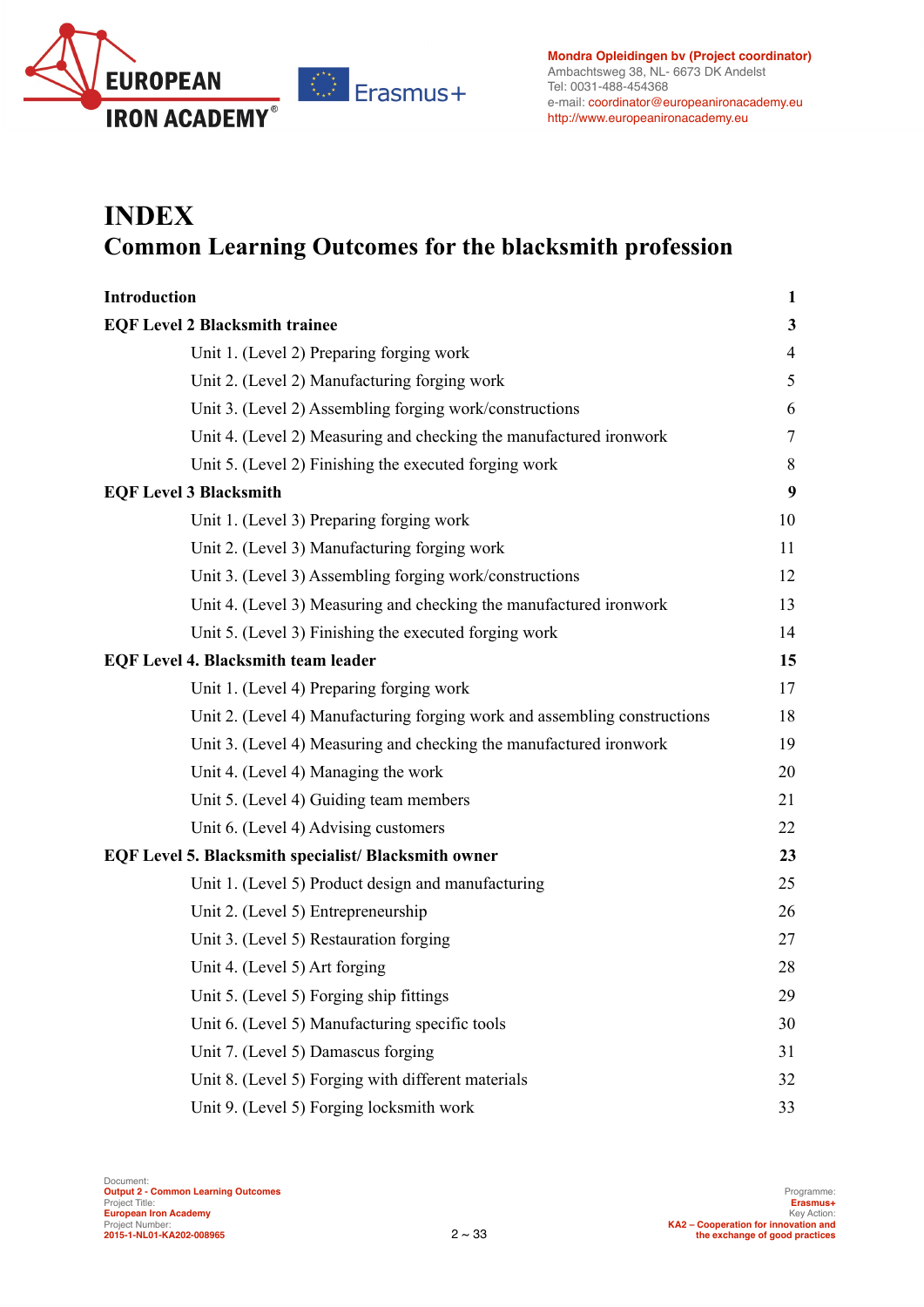# INDEX

## Common Learning Outcomes for the blacksmith profession

| | |
|---|---|
| **Introduction** | **1** |
| **EQF Level 2 Blacksmith trainee** | **3** |
| Unit 1. (Level 2) Preparing forging work | 4 |
| Unit 2. (Level 2) Manufacturing forging work | 5 |
| Unit 3. (Level 2) Assembling forging work/constructions | 6 |
| Unit 4. (Level 2) Measuring and checking the manufactured ironwork | 7 |
| Unit 5. (Level 2) Finishing the executed forging work | 8 |
| **EQF Level 3 Blacksmith** | **9** |
| Unit 1. (Level 3) Preparing forging work | 10 |
| Unit 2. (Level 3) Manufacturing forging work | 11 |
| Unit 3. (Level 3) Assembling forging work/constructions | 12 |
| Unit 4. (Level 3) Measuring and checking the manufactured ironwork | 13 |
| Unit 5. (Level 3) Finishing the executed forging work | 14 |
| **EQF Level 4. Blacksmith team leader** | **15** |
| Unit 1. (Level 4) Preparing forging work | 17 |
| Unit 2. (Level 4) Manufacturing forging work and assembling constructions | 18 |
| Unit 3. (Level 4) Measuring and checking the manufactured ironwork | 19 |
| Unit 4. (Level 4) Managing the work | 20 |
| Unit 5. (Level 4) Guiding team members | 21 |
| Unit 6. (Level 4) Advising customers | 22 |
| **EQF Level 5. Blacksmith specialist/ Blacksmith owner** | **23** |
| Unit 1. (Level 5) Product design and manufacturing | 25 |
| Unit 2. (Level 5) Entrepreneurship | 26 |
| Unit 3. (Level 5) Restauration forging | 27 |
| Unit 4. (Level 5) Art forging | 28 |
| Unit 5. (Level 5) Forging ship fittings | 29 |
| Unit 6. (Level 5) Manufacturing specific tools | 30 |
| Unit 7. (Level 5) Damascus forging | 31 |
| Unit 8. (Level 5) Forging with different materials | 32 |
| Unit 9. (Level 5) Forging locksmith work | 33 |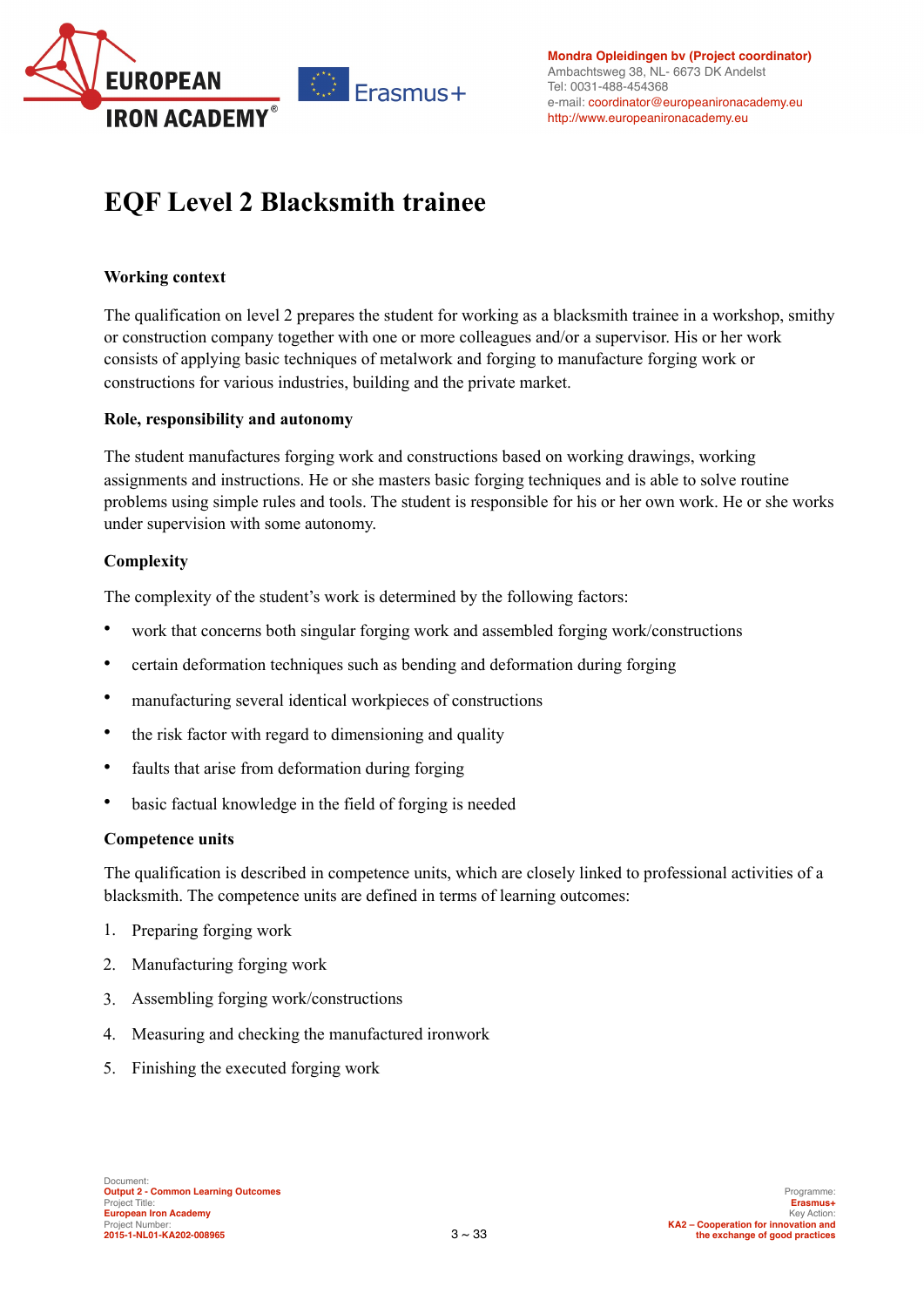# EQF Level 2 Blacksmith trainee

**Working context**

The qualification on level 2 prepares the student for working as a blacksmith trainee in a workshop, smithy or construction company together with one or more colleagues and/or a supervisor. His or her work consists of applying basic techniques of metalwork and forging to manufacture forging work or constructions for various industries, building and the private market.

**Role, responsibility and autonomy**

The student manufactures forging work and constructions based on working drawings, working assignments and instructions. He or she masters basic forging techniques and is able to solve routine problems using simple rules and tools. The student is responsible for his or her own work. He or she works under supervision with some autonomy.

**Complexity**

The complexity of the student's work is determined by the following factors:

- work that concerns both singular forging work and assembled forging work/constructions
- certain deformation techniques such as bending and deformation during forging
- manufacturing several identical workpieces of constructions
- the risk factor with regard to dimensioning and quality
- faults that arise from deformation during forging
- basic factual knowledge in the field of forging is needed

**Competence units**

The qualification is described in competence units, which are closely linked to professional activities of a blacksmith. The competence units are defined in terms of learning outcomes:

1. Preparing forging work
2. Manufacturing forging work
3. Assembling forging work/constructions
4. Measuring and checking the manufactured ironwork
5. Finishing the executed forging work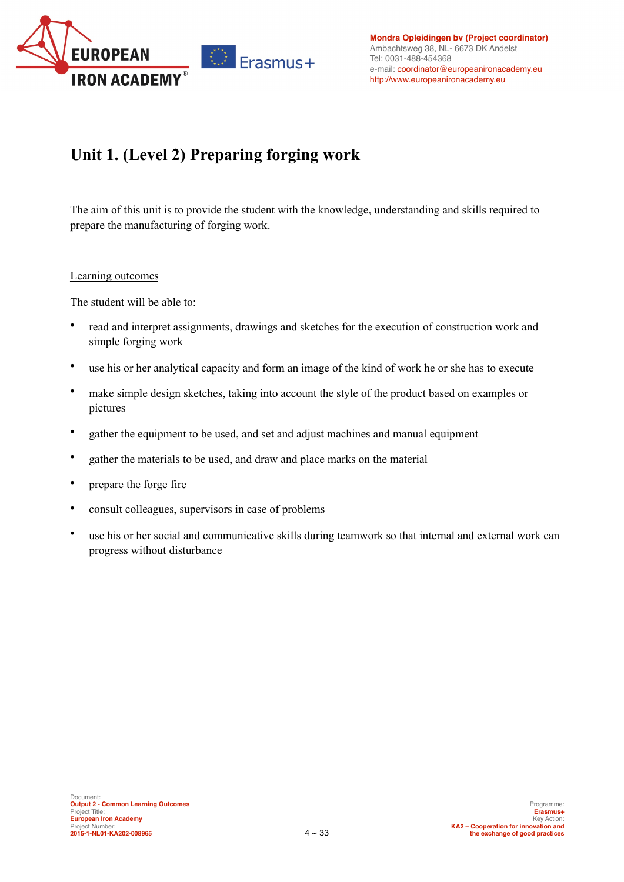# Unit 1. (Level 2) Preparing forging work

The aim of this unit is to provide the student with the knowledge, understanding and skills required to prepare the manufacturing of forging work.

Learning outcomes

The student will be able to:

- read and interpret assignments, drawings and sketches for the execution of construction work and simple forging work
- use his or her analytical capacity and form an image of the kind of work he or she has to execute
- make simple design sketches, taking into account the style of the product based on examples or pictures
- gather the equipment to be used, and set and adjust machines and manual equipment
- gather the materials to be used, and draw and place marks on the material
- prepare the forge fire
- consult colleagues, supervisors in case of problems
- use his or her social and communicative skills during teamwork so that internal and external work can progress without disturbance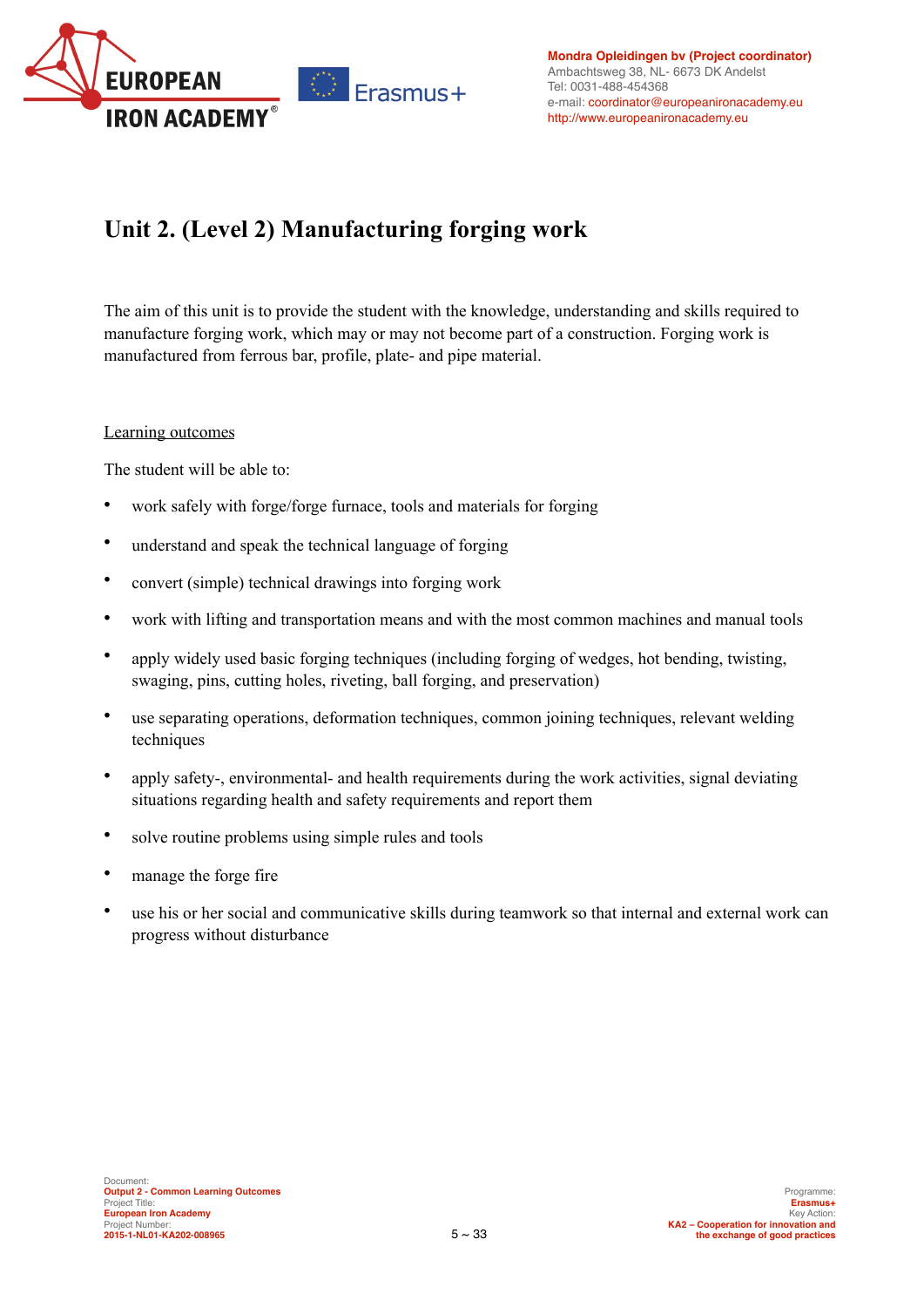# Unit 2. (Level 2) Manufacturing forging work

The aim of this unit is to provide the student with the knowledge, understanding and skills required to manufacture forging work, which may or may not become part of a construction. Forging work is manufactured from ferrous bar, profile, plate- and pipe material.

<u>Learning outcomes</u>

The student will be able to:

- work safely with forge/forge furnace, tools and materials for forging
- understand and speak the technical language of forging
- convert (simple) technical drawings into forging work
- work with lifting and transportation means and with the most common machines and manual tools
- apply widely used basic forging techniques (including forging of wedges, hot bending, twisting, swaging, pins, cutting holes, riveting, ball forging, and preservation)
- use separating operations, deformation techniques, common joining techniques, relevant welding techniques
- apply safety-, environmental- and health requirements during the work activities, signal deviating situations regarding health and safety requirements and report them
- solve routine problems using simple rules and tools
- manage the forge fire
- use his or her social and communicative skills during teamwork so that internal and external work can progress without disturbance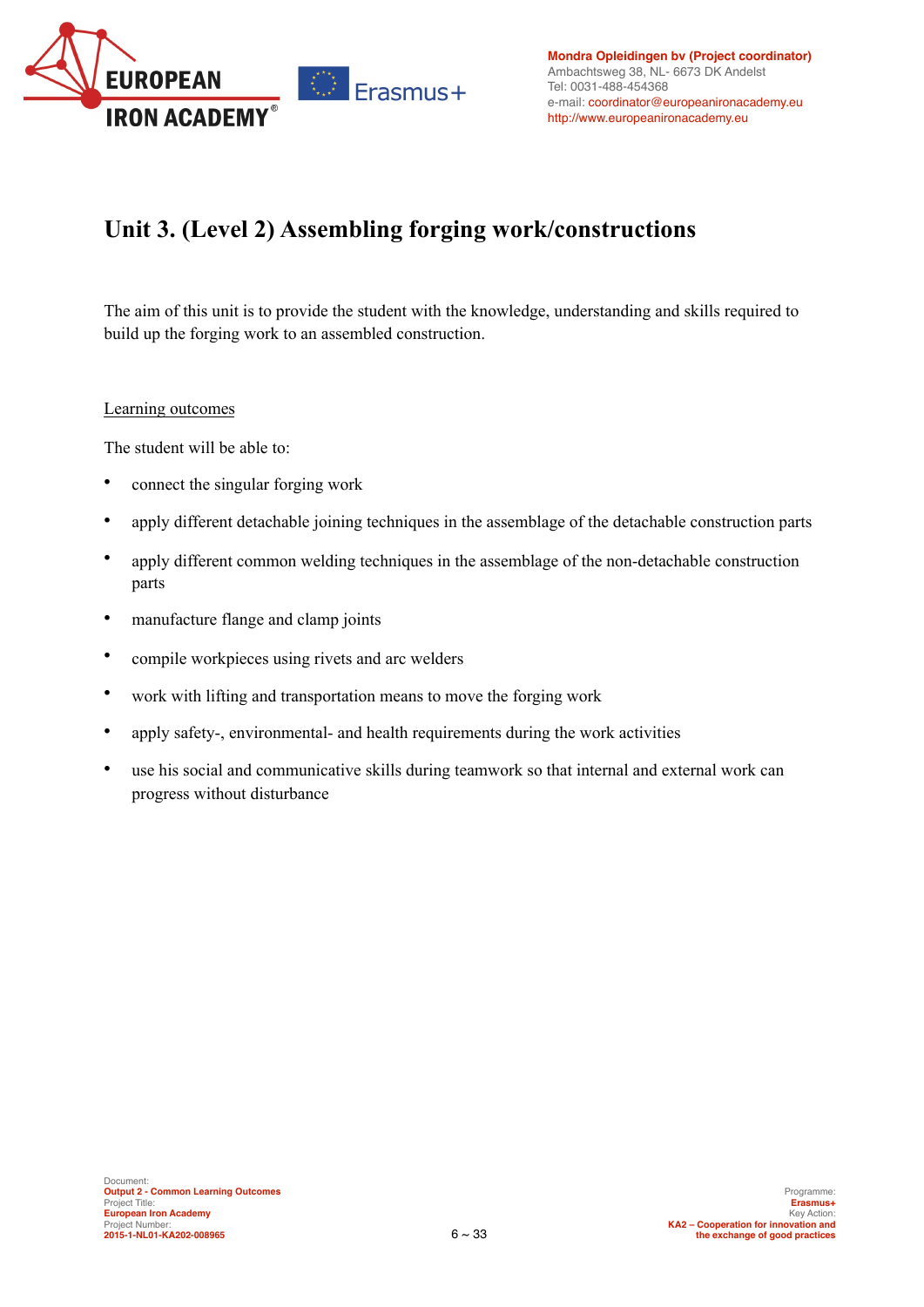# Unit 3. (Level 2) Assembling forging work/constructions

The aim of this unit is to provide the student with the knowledge, understanding and skills required to build up the forging work to an assembled construction.

Learning outcomes

The student will be able to:

- connect the singular forging work
- apply different detachable joining techniques in the assemblage of the detachable construction parts
- apply different common welding techniques in the assemblage of the non-detachable construction parts
- manufacture flange and clamp joints
- compile workpieces using rivets and arc welders
- work with lifting and transportation means to move the forging work
- apply safety-, environmental- and health requirements during the work activities
- use his social and communicative skills during teamwork so that internal and external work can progress without disturbance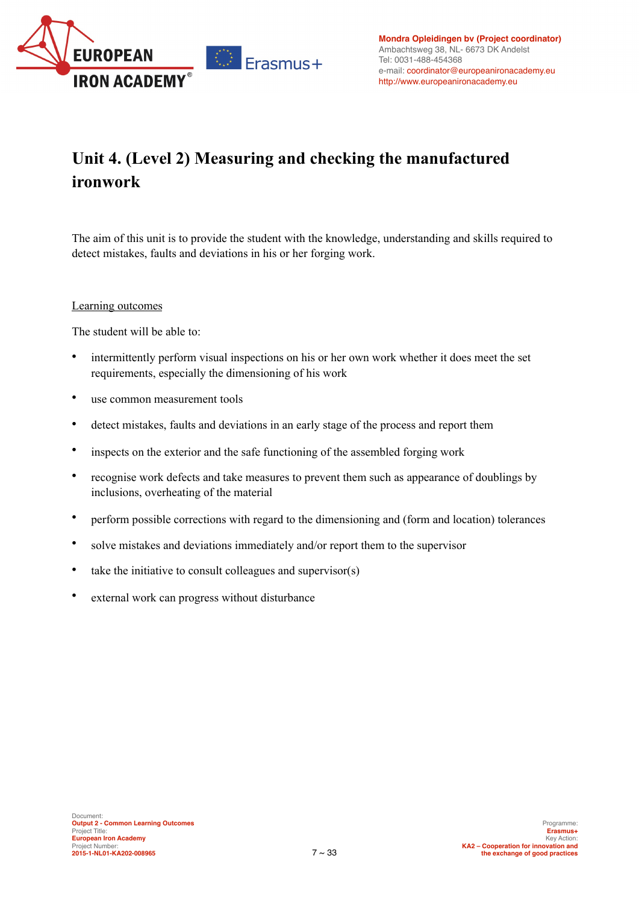# Unit 4. (Level 2) Measuring and checking the manufactured ironwork

The aim of this unit is to provide the student with the knowledge, understanding and skills required to detect mistakes, faults and deviations in his or her forging work.

Learning outcomes

The student will be able to:

- intermittently perform visual inspections on his or her own work whether it does meet the set requirements, especially the dimensioning of his work
- use common measurement tools
- detect mistakes, faults and deviations in an early stage of the process and report them
- inspects on the exterior and the safe functioning of the assembled forging work
- recognise work defects and take measures to prevent them such as appearance of doublings by inclusions, overheating of the material
- perform possible corrections with regard to the dimensioning and (form and location) tolerances
- solve mistakes and deviations immediately and/or report them to the supervisor
- take the initiative to consult colleagues and supervisor(s)
- external work can progress without disturbance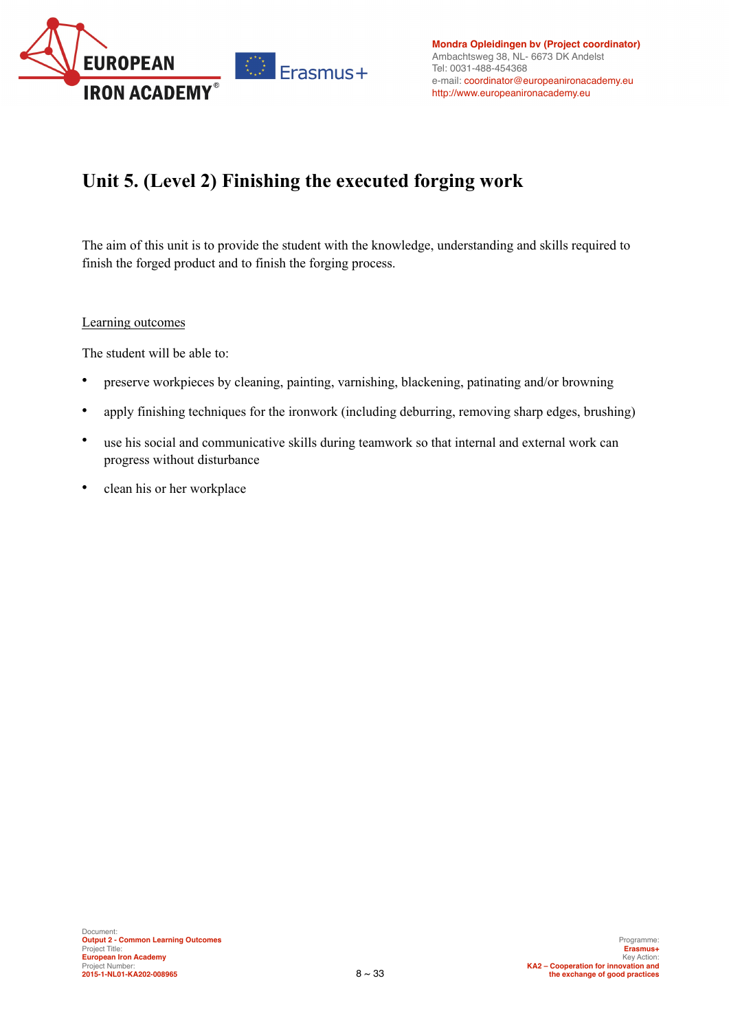# Unit 5. (Level 2) Finishing the executed forging work

The aim of this unit is to provide the student with the knowledge, understanding and skills required to finish the forged product and to finish the forging process.

Learning outcomes

The student will be able to:

- preserve workpieces by cleaning, painting, varnishing, blackening, patinating and/or browning
- apply finishing techniques for the ironwork (including deburring, removing sharp edges, brushing)
- use his social and communicative skills during teamwork so that internal and external work can progress without disturbance
- clean his or her workplace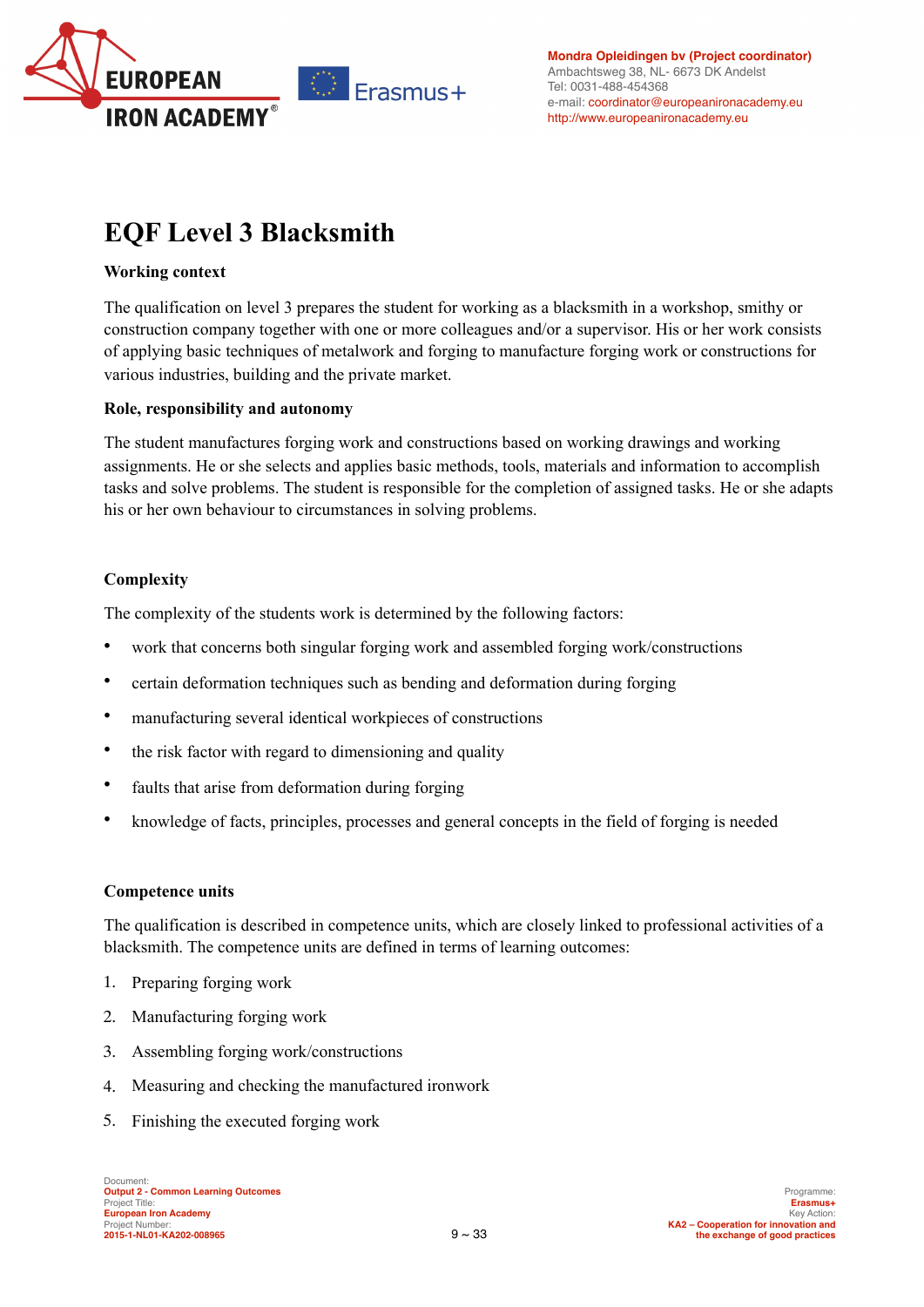# EQF Level 3 Blacksmith

**Working context**

The qualification on level 3 prepares the student for working as a blacksmith in a workshop, smithy or construction company together with one or more colleagues and/or a supervisor. His or her work consists of applying basic techniques of metalwork and forging to manufacture forging work or constructions for various industries, building and the private market.

**Role, responsibility and autonomy**

The student manufactures forging work and constructions based on working drawings and working assignments. He or she selects and applies basic methods, tools, materials and information to accomplish tasks and solve problems. The student is responsible for the completion of assigned tasks. He or she adapts his or her own behaviour to circumstances in solving problems.

**Complexity**

The complexity of the students work is determined by the following factors:

- work that concerns both singular forging work and assembled forging work/constructions
- certain deformation techniques such as bending and deformation during forging
- manufacturing several identical workpieces of constructions
- the risk factor with regard to dimensioning and quality
- faults that arise from deformation during forging
- knowledge of facts, principles, processes and general concepts in the field of forging is needed

**Competence units**

The qualification is described in competence units, which are closely linked to professional activities of a blacksmith. The competence units are defined in terms of learning outcomes:

1. Preparing forging work
2. Manufacturing forging work
3. Assembling forging work/constructions
4. Measuring and checking the manufactured ironwork
5. Finishing the executed forging work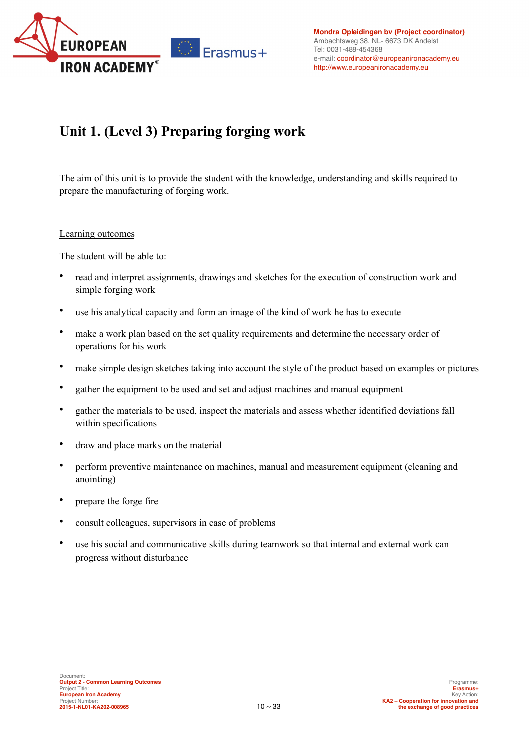# Unit 1. (Level 3) Preparing forging work

The aim of this unit is to provide the student with the knowledge, understanding and skills required to prepare the manufacturing of forging work.

Learning outcomes

The student will be able to:

- read and interpret assignments, drawings and sketches for the execution of construction work and simple forging work
- use his analytical capacity and form an image of the kind of work he has to execute
- make a work plan based on the set quality requirements and determine the necessary order of operations for his work
- make simple design sketches taking into account the style of the product based on examples or pictures
- gather the equipment to be used and set and adjust machines and manual equipment
- gather the materials to be used, inspect the materials and assess whether identified deviations fall within specifications
- draw and place marks on the material
- perform preventive maintenance on machines, manual and measurement equipment (cleaning and anointing)
- prepare the forge fire
- consult colleagues, supervisors in case of problems
- use his social and communicative skills during teamwork so that internal and external work can progress without disturbance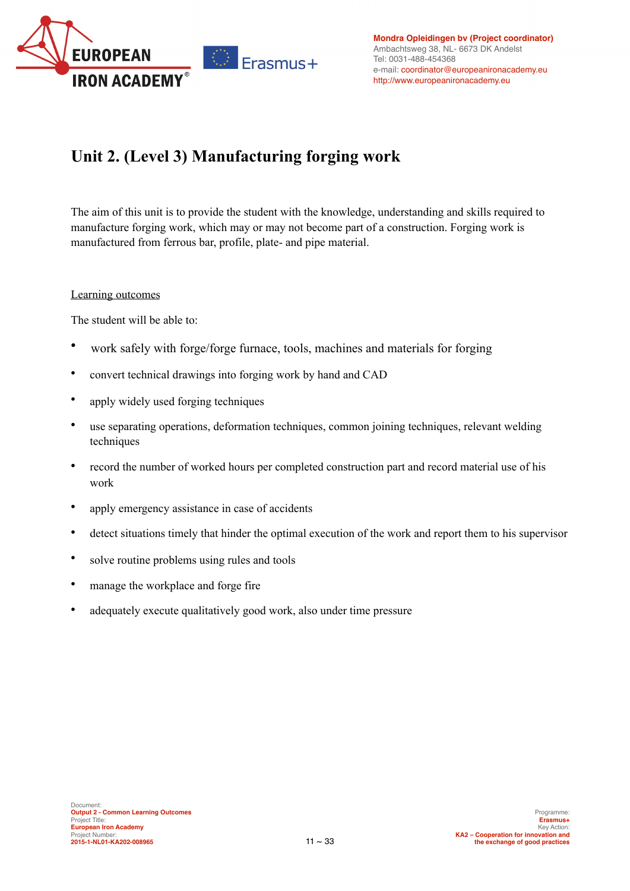# Unit 2. (Level 3) Manufacturing forging work

The aim of this unit is to provide the student with the knowledge, understanding and skills required to manufacture forging work, which may or may not become part of a construction. Forging work is manufactured from ferrous bar, profile, plate- and pipe material.

<u>Learning outcomes</u>

The student will be able to:

- work safely with forge/forge furnace, tools, machines and materials for forging
- convert technical drawings into forging work by hand and CAD
- apply widely used forging techniques
- use separating operations, deformation techniques, common joining techniques, relevant welding techniques
- record the number of worked hours per completed construction part and record material use of his work
- apply emergency assistance in case of accidents
- detect situations timely that hinder the optimal execution of the work and report them to his supervisor
- solve routine problems using rules and tools
- manage the workplace and forge fire
- adequately execute qualitatively good work, also under time pressure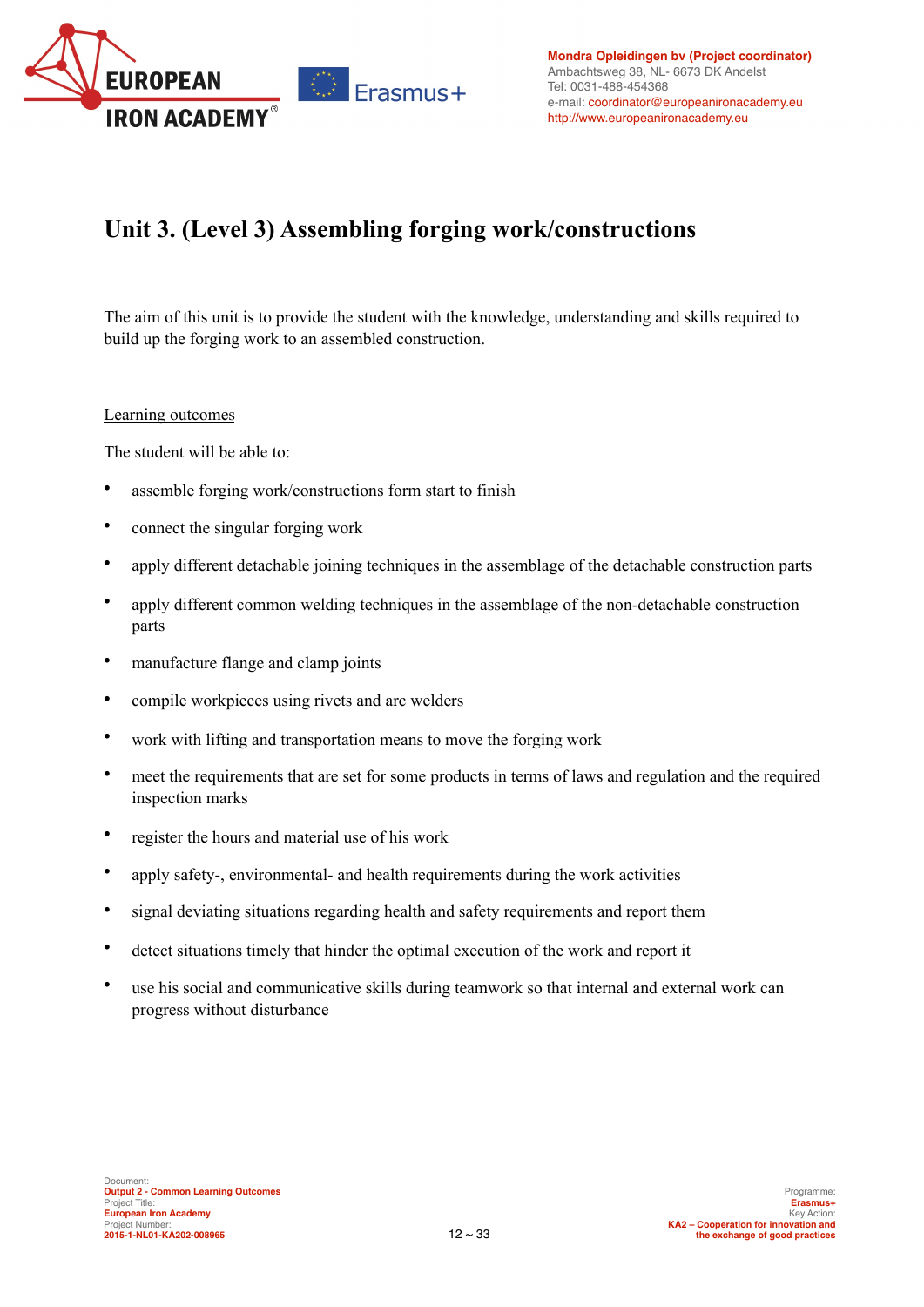# Unit 3. (Level 3) Assembling forging work/constructions

The aim of this unit is to provide the student with the knowledge, understanding and skills required to build up the forging work to an assembled construction.

Learning outcomes

The student will be able to:

- assemble forging work/constructions form start to finish
- connect the singular forging work
- apply different detachable joining techniques in the assemblage of the detachable construction parts
- apply different common welding techniques in the assemblage of the non-detachable construction parts
- manufacture flange and clamp joints
- compile workpieces using rivets and arc welders
- work with lifting and transportation means to move the forging work
- meet the requirements that are set for some products in terms of laws and regulation and the required inspection marks
- register the hours and material use of his work
- apply safety-, environmental- and health requirements during the work activities
- signal deviating situations regarding health and safety requirements and report them
- detect situations timely that hinder the optimal execution of the work and report it
- use his social and communicative skills during teamwork so that internal and external work can progress without disturbance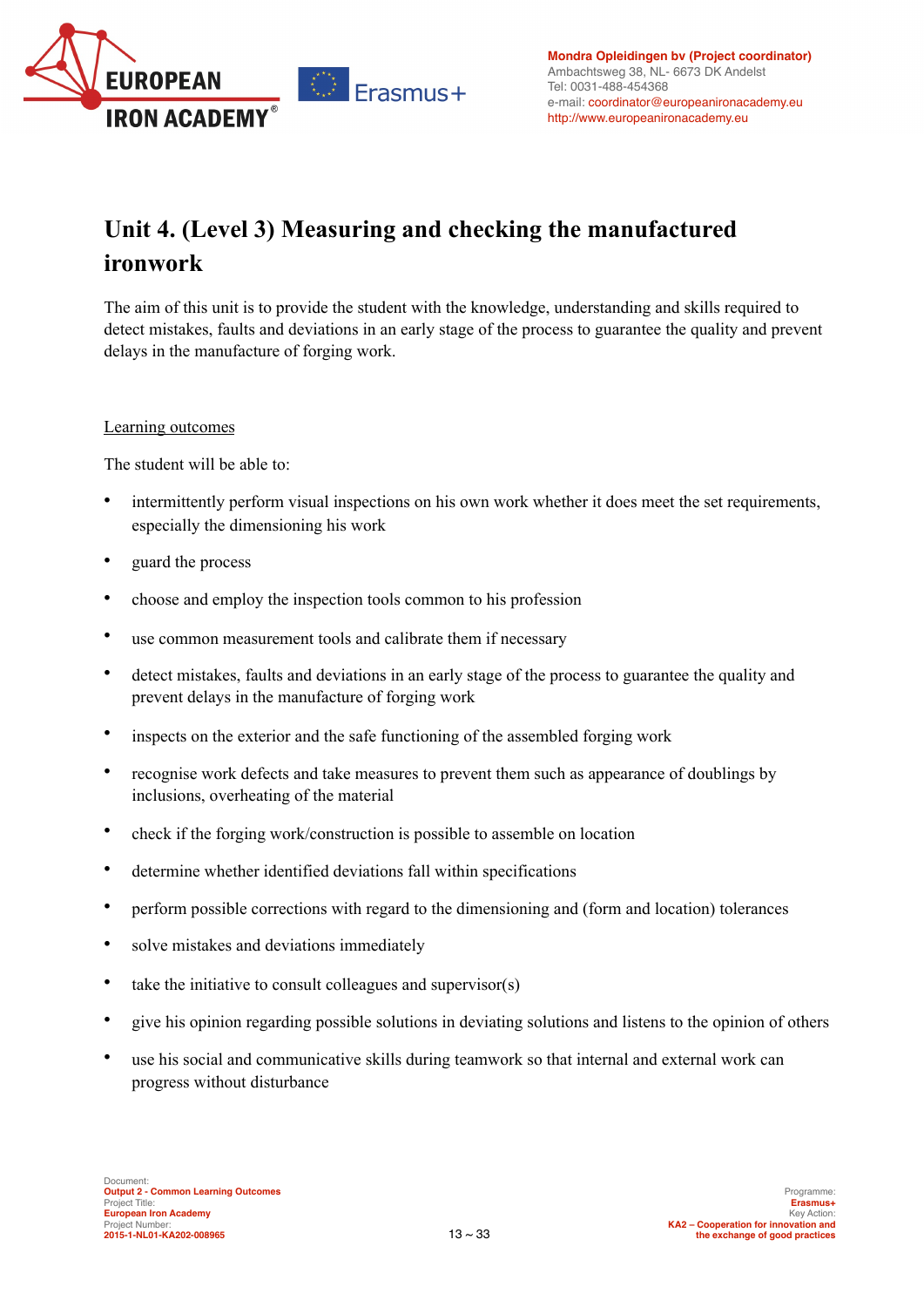# Unit 4. (Level 3) Measuring and checking the manufactured ironwork

The aim of this unit is to provide the student with the knowledge, understanding and skills required to detect mistakes, faults and deviations in an early stage of the process to guarantee the quality and prevent delays in the manufacture of forging work.

Learning outcomes

The student will be able to:

- intermittently perform visual inspections on his own work whether it does meet the set requirements, especially the dimensioning his work
- guard the process
- choose and employ the inspection tools common to his profession
- use common measurement tools and calibrate them if necessary
- detect mistakes, faults and deviations in an early stage of the process to guarantee the quality and prevent delays in the manufacture of forging work
- inspects on the exterior and the safe functioning of the assembled forging work
- recognise work defects and take measures to prevent them such as appearance of doublings by inclusions, overheating of the material
- check if the forging work/construction is possible to assemble on location
- determine whether identified deviations fall within specifications
- perform possible corrections with regard to the dimensioning and (form and location) tolerances
- solve mistakes and deviations immediately
- take the initiative to consult colleagues and supervisor(s)
- give his opinion regarding possible solutions in deviating solutions and listens to the opinion of others
- use his social and communicative skills during teamwork so that internal and external work can progress without disturbance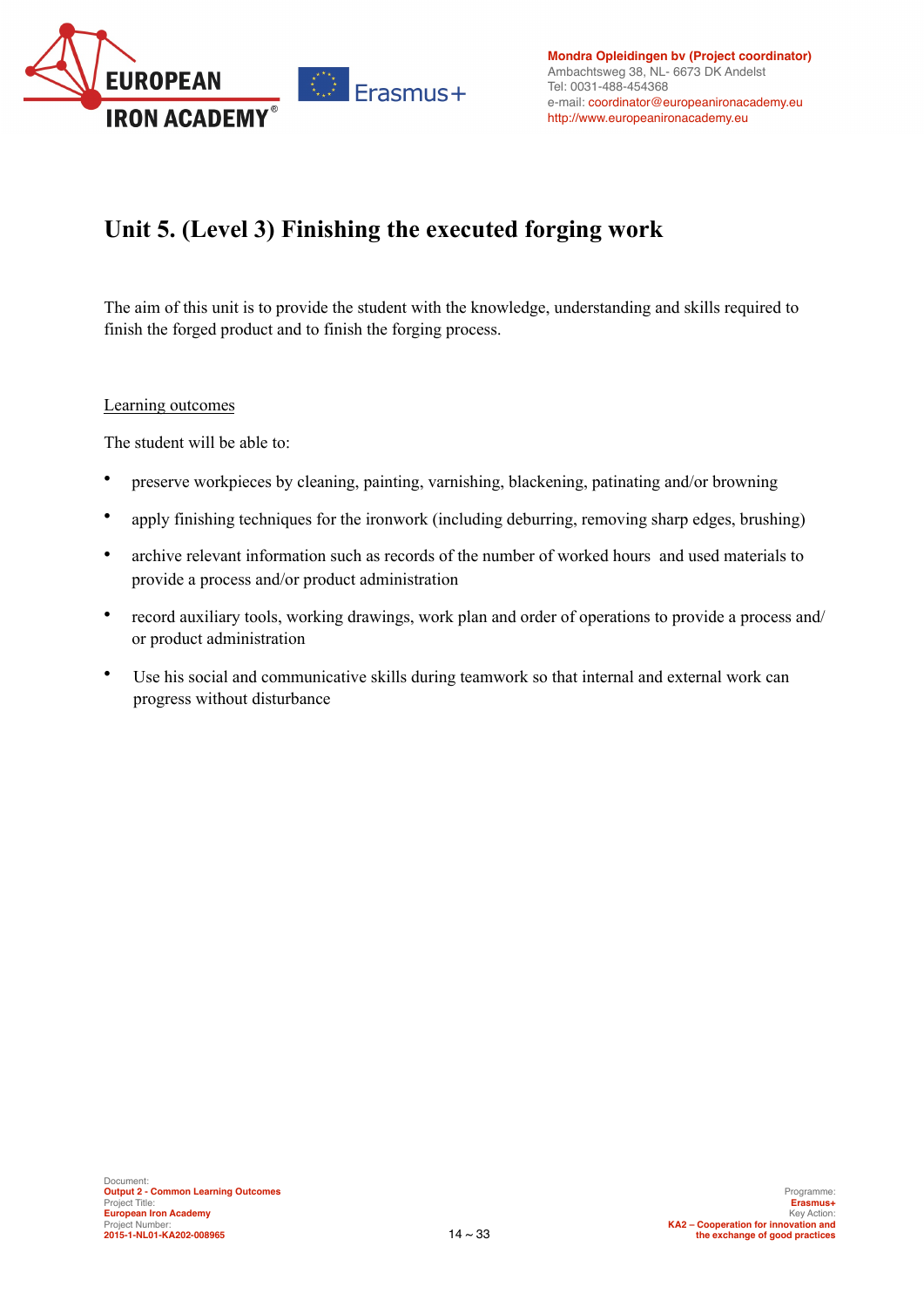# Unit 5. (Level 3) Finishing the executed forging work

The aim of this unit is to provide the student with the knowledge, understanding and skills required to finish the forged product and to finish the forging process.

Learning outcomes

The student will be able to:

- preserve workpieces by cleaning, painting, varnishing, blackening, patinating and/or browning
- apply finishing techniques for the ironwork (including deburring, removing sharp edges, brushing)
- archive relevant information such as records of the number of worked hours and used materials to provide a process and/or product administration
- record auxiliary tools, working drawings, work plan and order of operations to provide a process and/or product administration
- Use his social and communicative skills during teamwork so that internal and external work can progress without disturbance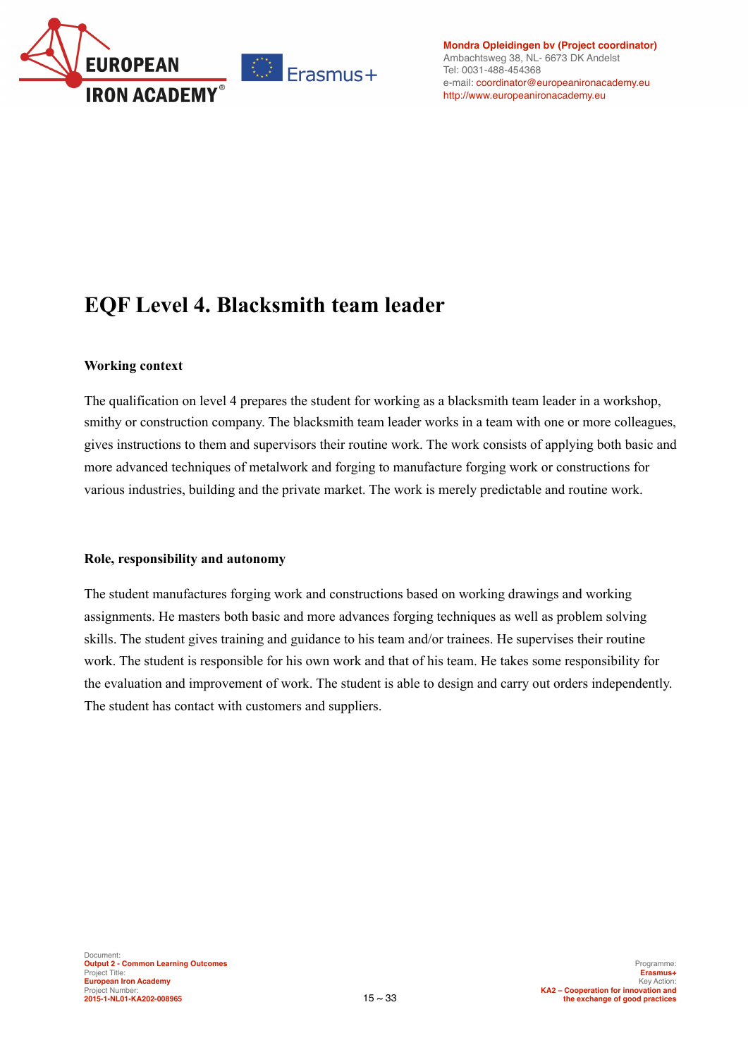# EQF Level 4. Blacksmith team leader

**Working context**

The qualification on level 4 prepares the student for working as a blacksmith team leader in a workshop, smithy or construction company. The blacksmith team leader works in a team with one or more colleagues, gives instructions to them and supervisors their routine work. The work consists of applying both basic and more advanced techniques of metalwork and forging to manufacture forging work or constructions for various industries, building and the private market. The work is merely predictable and routine work.

**Role, responsibility and autonomy**

The student manufactures forging work and constructions based on working drawings and working assignments. He masters both basic and more advances forging techniques as well as problem solving skills. The student gives training and guidance to his team and/or trainees. He supervises their routine work. The student is responsible for his own work and that of his team. He takes some responsibility for the evaluation and improvement of work. The student is able to design and carry out orders independently. The student has contact with customers and suppliers.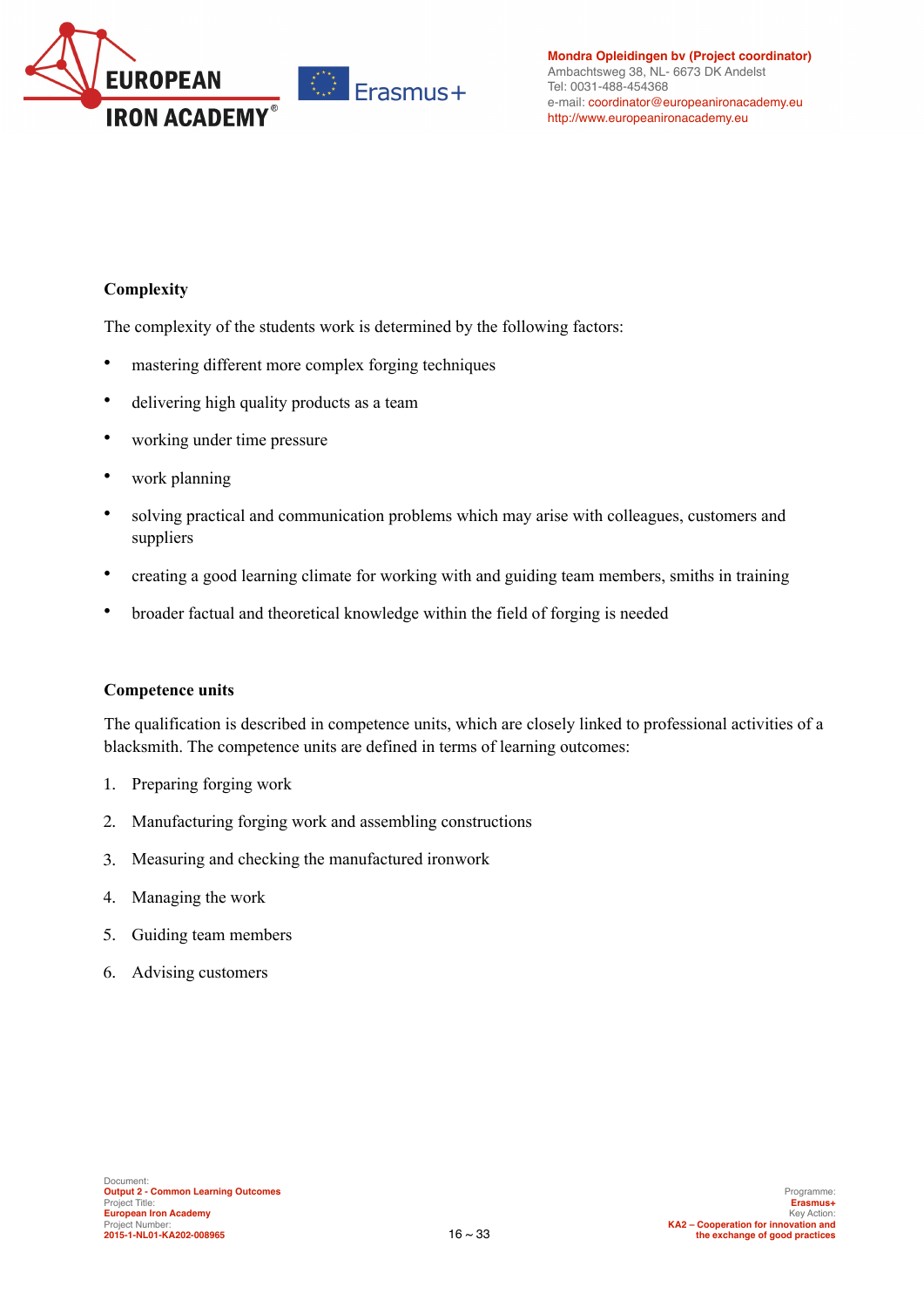**Complexity**

The complexity of the students work is determined by the following factors:

- mastering different more complex forging techniques
- delivering high quality products as a team
- working under time pressure
- work planning
- solving practical and communication problems which may arise with colleagues, customers and suppliers
- creating a good learning climate for working with and guiding team members, smiths in training
- broader factual and theoretical knowledge within the field of forging is needed

**Competence units**

The qualification is described in competence units, which are closely linked to professional activities of a blacksmith. The competence units are defined in terms of learning outcomes:

1. Preparing forging work
2. Manufacturing forging work and assembling constructions
3. Measuring and checking the manufactured ironwork
4. Managing the work
5. Guiding team members
6. Advising customers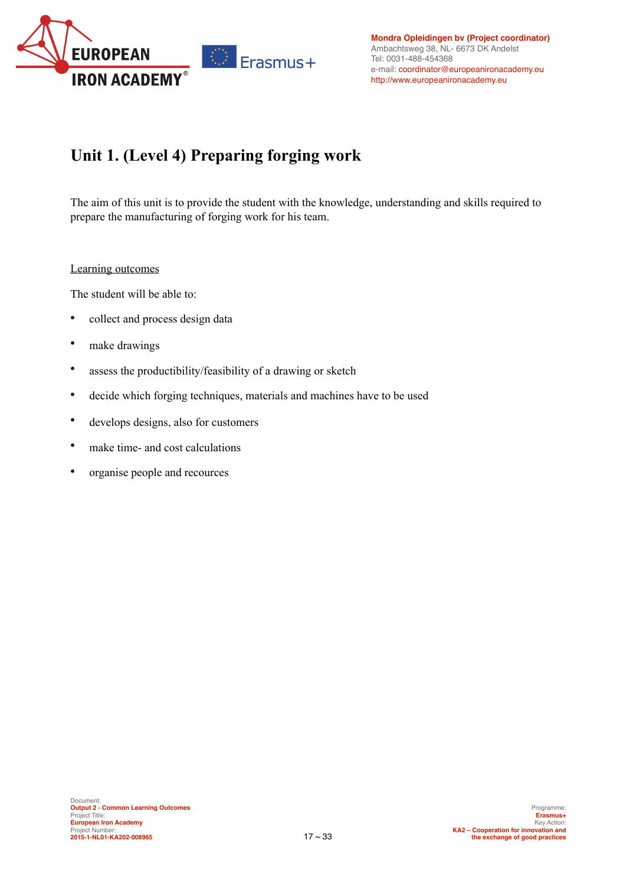# Unit 1. (Level 4) Preparing forging work

The aim of this unit is to provide the student with the knowledge, understanding and skills required to prepare the manufacturing of forging work for his team.

Learning outcomes

The student will be able to:

- collect and process design data
- make drawings
- assess the productibility/feasibility of a drawing or sketch
- decide which forging techniques, materials and machines have to be used
- develops designs, also for customers
- make time- and cost calculations
- organise people and recources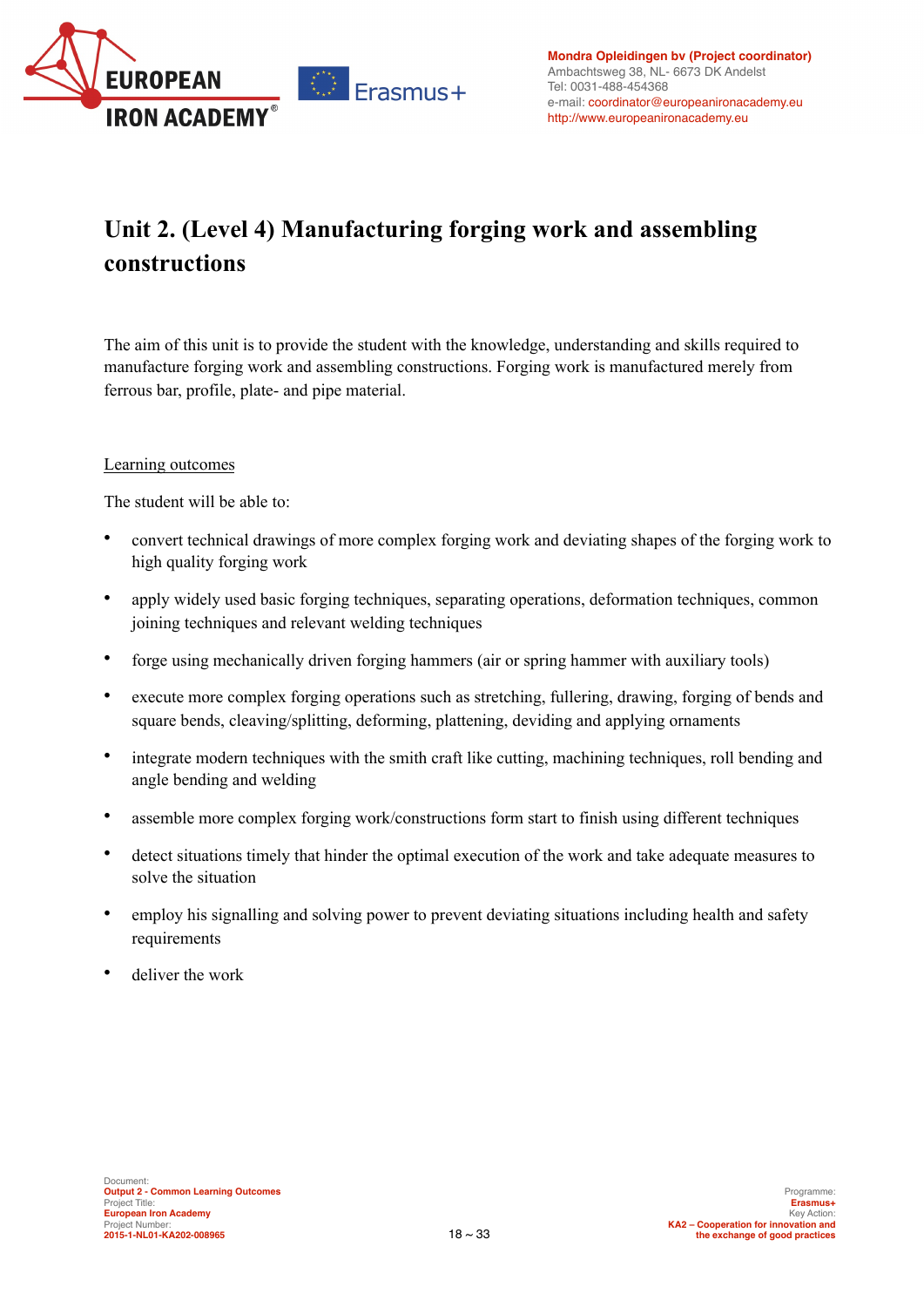# Unit 2. (Level 4) Manufacturing forging work and assembling constructions

The aim of this unit is to provide the student with the knowledge, understanding and skills required to manufacture forging work and assembling constructions. Forging work is manufactured merely from ferrous bar, profile, plate- and pipe material.

Learning outcomes

The student will be able to:

- convert technical drawings of more complex forging work and deviating shapes of the forging work to high quality forging work
- apply widely used basic forging techniques, separating operations, deformation techniques, common joining techniques and relevant welding techniques
- forge using mechanically driven forging hammers (air or spring hammer with auxiliary tools)
- execute more complex forging operations such as stretching, fullering, drawing, forging of bends and square bends, cleaving/splitting, deforming, plattening, deviding and applying ornaments
- integrate modern techniques with the smith craft like cutting, machining techniques, roll bending and angle bending and welding
- assemble more complex forging work/constructions form start to finish using different techniques
- detect situations timely that hinder the optimal execution of the work and take adequate measures to solve the situation
- employ his signalling and solving power to prevent deviating situations including health and safety requirements
- deliver the work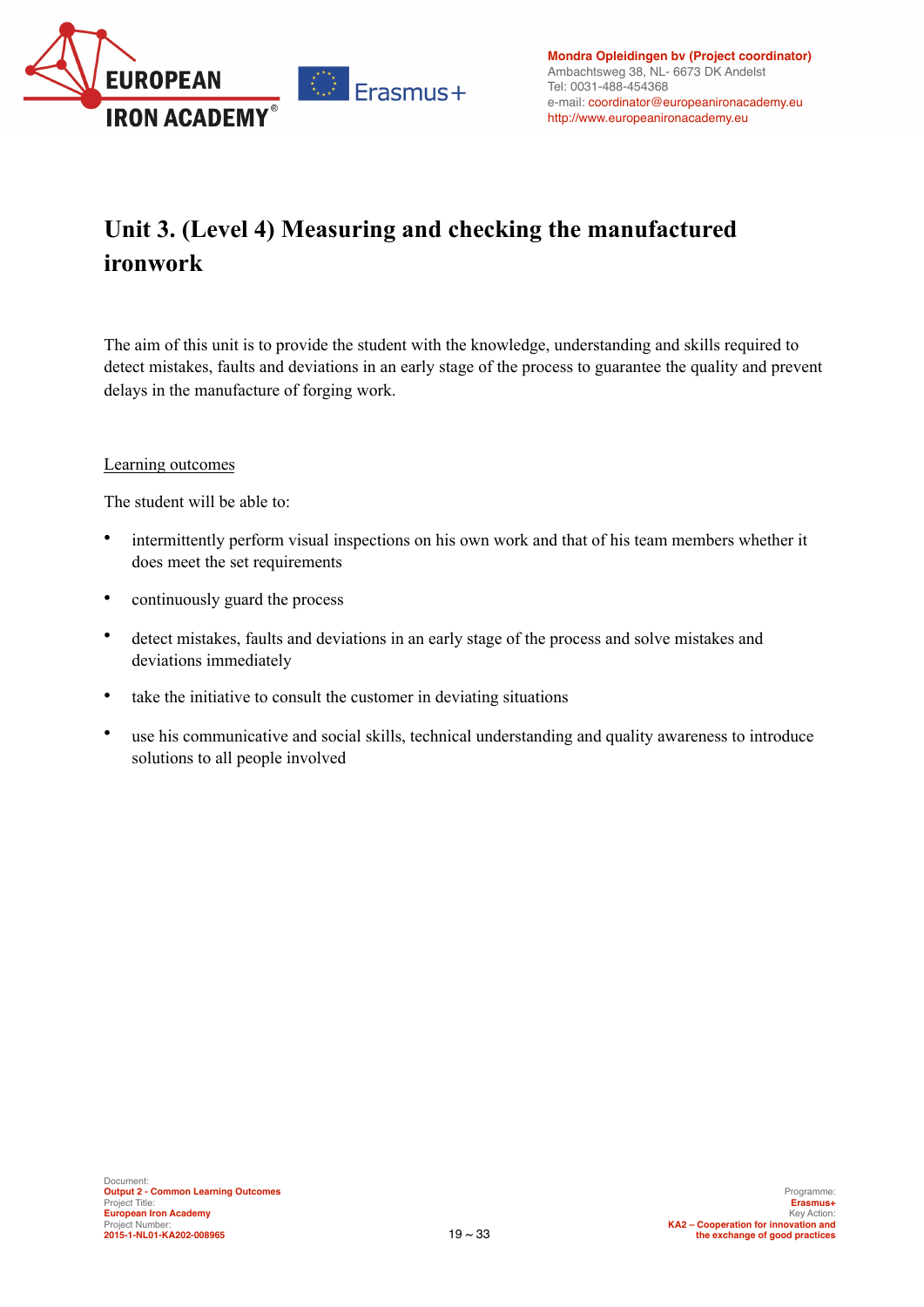# Unit 3. (Level 4) Measuring and checking the manufactured ironwork

The aim of this unit is to provide the student with the knowledge, understanding and skills required to detect mistakes, faults and deviations in an early stage of the process to guarantee the quality and prevent delays in the manufacture of forging work.

Learning outcomes

The student will be able to:

- intermittently perform visual inspections on his own work and that of his team members whether it does meet the set requirements
- continuously guard the process
- detect mistakes, faults and deviations in an early stage of the process and solve mistakes and deviations immediately
- take the initiative to consult the customer in deviating situations
- use his communicative and social skills, technical understanding and quality awareness to introduce solutions to all people involved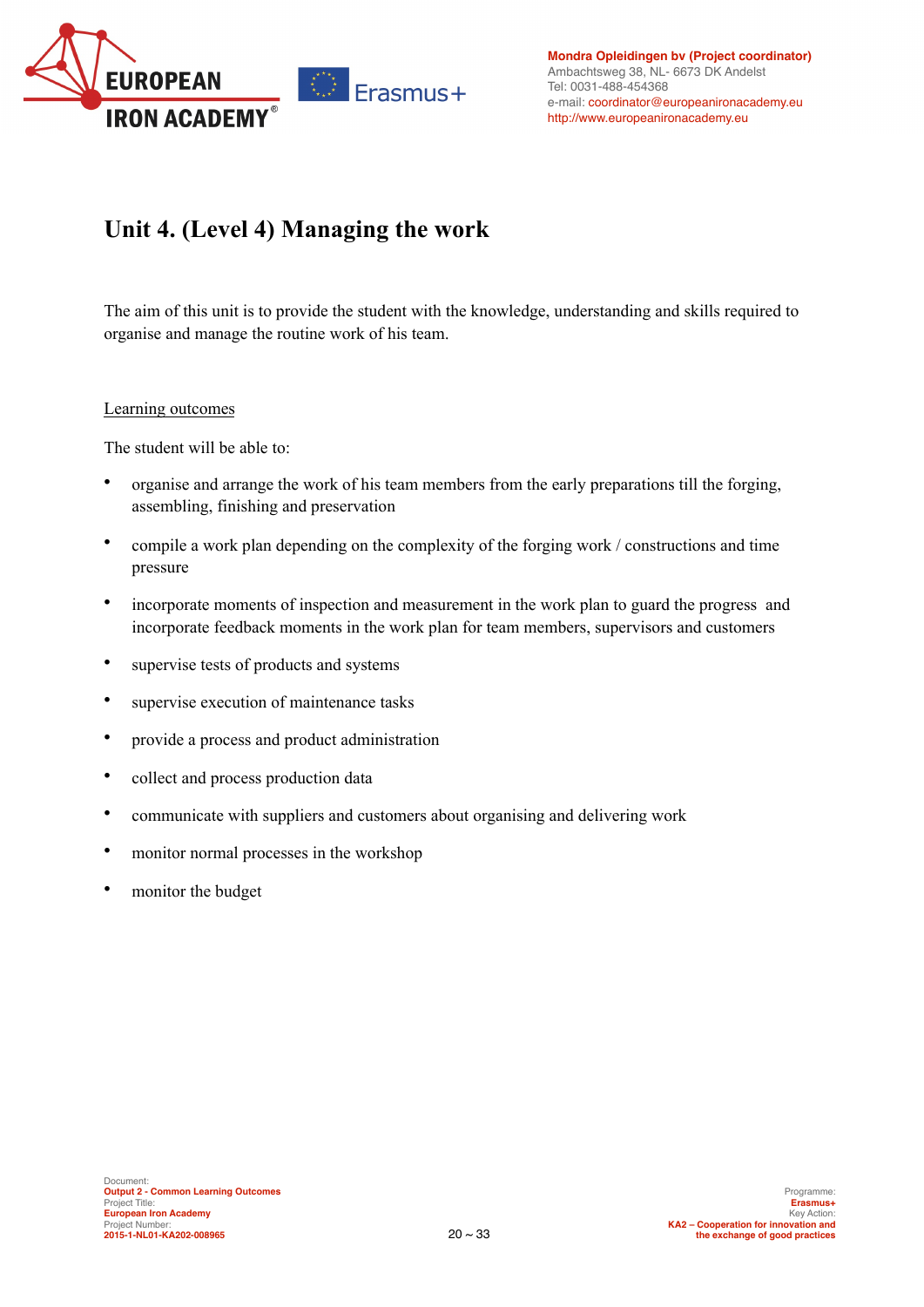# Unit 4. (Level 4) Managing the work

The aim of this unit is to provide the student with the knowledge, understanding and skills required to organise and manage the routine work of his team.

Learning outcomes

The student will be able to:

- organise and arrange the work of his team members from the early preparations till the forging, assembling, finishing and preservation
- compile a work plan depending on the complexity of the forging work / constructions and time pressure
- incorporate moments of inspection and measurement in the work plan to guard the progress and incorporate feedback moments in the work plan for team members, supervisors and customers
- supervise tests of products and systems
- supervise execution of maintenance tasks
- provide a process and product administration
- collect and process production data
- communicate with suppliers and customers about organising and delivering work
- monitor normal processes in the workshop
- monitor the budget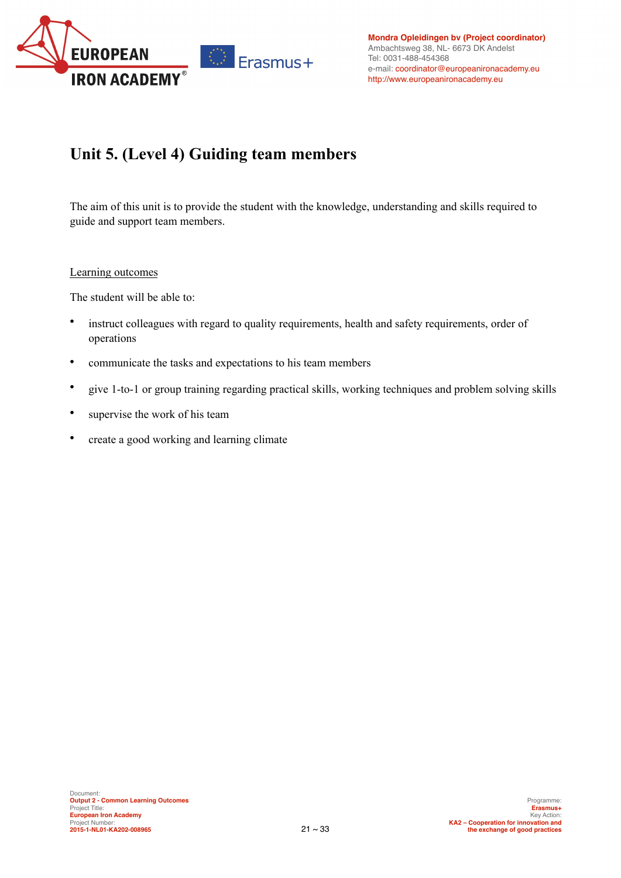# Unit 5. (Level 4) Guiding team members

The aim of this unit is to provide the student with the knowledge, understanding and skills required to guide and support team members.

Learning outcomes

The student will be able to:

- instruct colleagues with regard to quality requirements, health and safety requirements, order of operations
- communicate the tasks and expectations to his team members
- give 1-to-1 or group training regarding practical skills, working techniques and problem solving skills
- supervise the work of his team
- create a good working and learning climate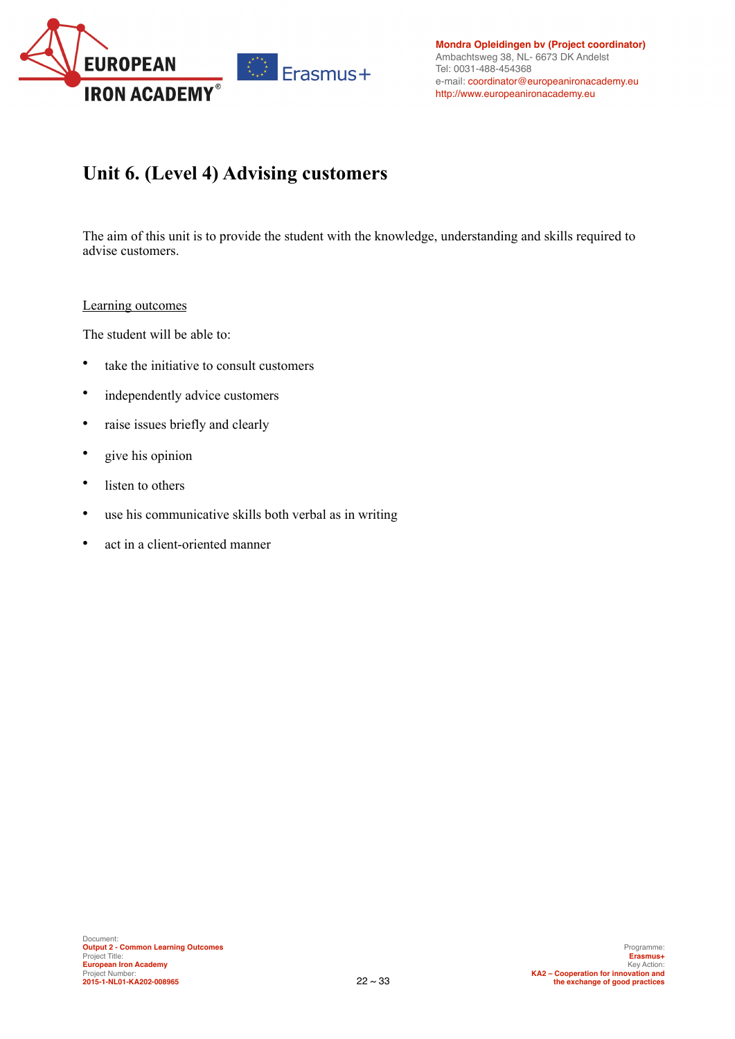# Unit 6. (Level 4) Advising customers

The aim of this unit is to provide the student with the knowledge, understanding and skills required to advise customers.

Learning outcomes

The student will be able to:

- take the initiative to consult customers
- independently advice customers
- raise issues briefly and clearly
- give his opinion
- listen to others
- use his communicative skills both verbal as in writing
- act in a client-oriented manner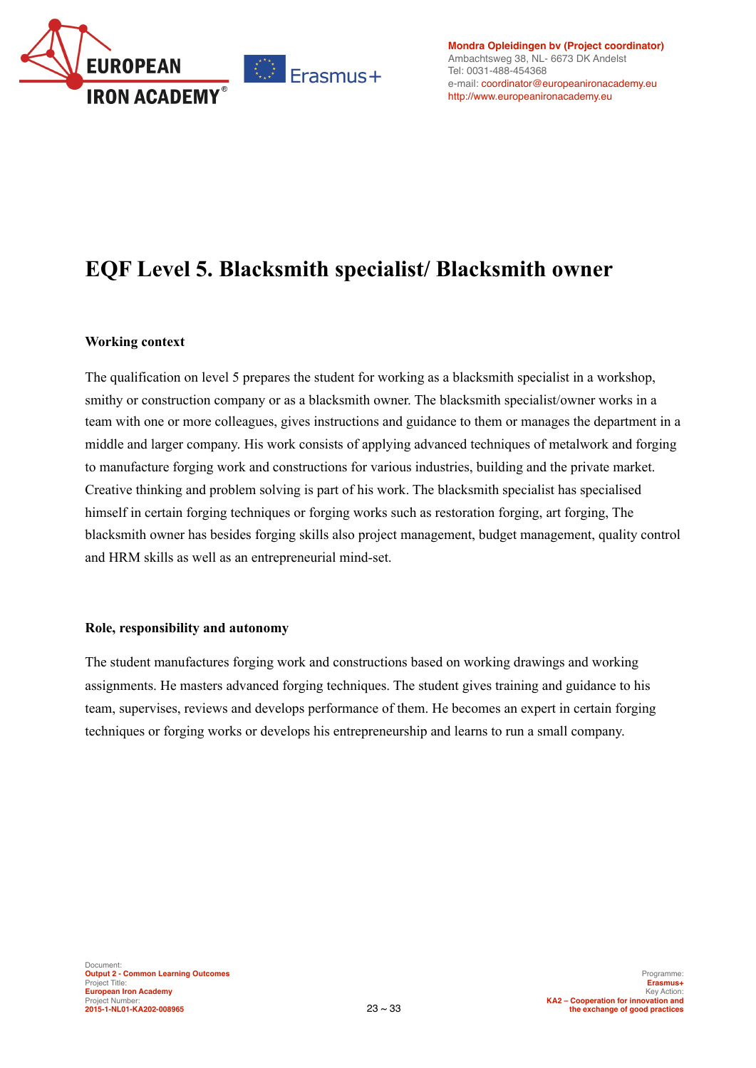# EQF Level 5. Blacksmith specialist/ Blacksmith owner

**Working context**

The qualification on level 5 prepares the student for working as a blacksmith specialist in a workshop, smithy or construction company or as a blacksmith owner. The blacksmith specialist/owner works in a team with one or more colleagues, gives instructions and guidance to them or manages the department in a middle and larger company. His work consists of applying advanced techniques of metalwork and forging to manufacture forging work and constructions for various industries, building and the private market. Creative thinking and problem solving is part of his work. The blacksmith specialist has specialised himself in certain forging techniques or forging works such as restoration forging, art forging, The blacksmith owner has besides forging skills also project management, budget management, quality control and HRM skills as well as an entrepreneurial mind-set.

**Role, responsibility and autonomy**

The student manufactures forging work and constructions based on working drawings and working assignments. He masters advanced forging techniques. The student gives training and guidance to his team, supervises, reviews and develops performance of them. He becomes an expert in certain forging techniques or forging works or develops his entrepreneurship and learns to run a small company.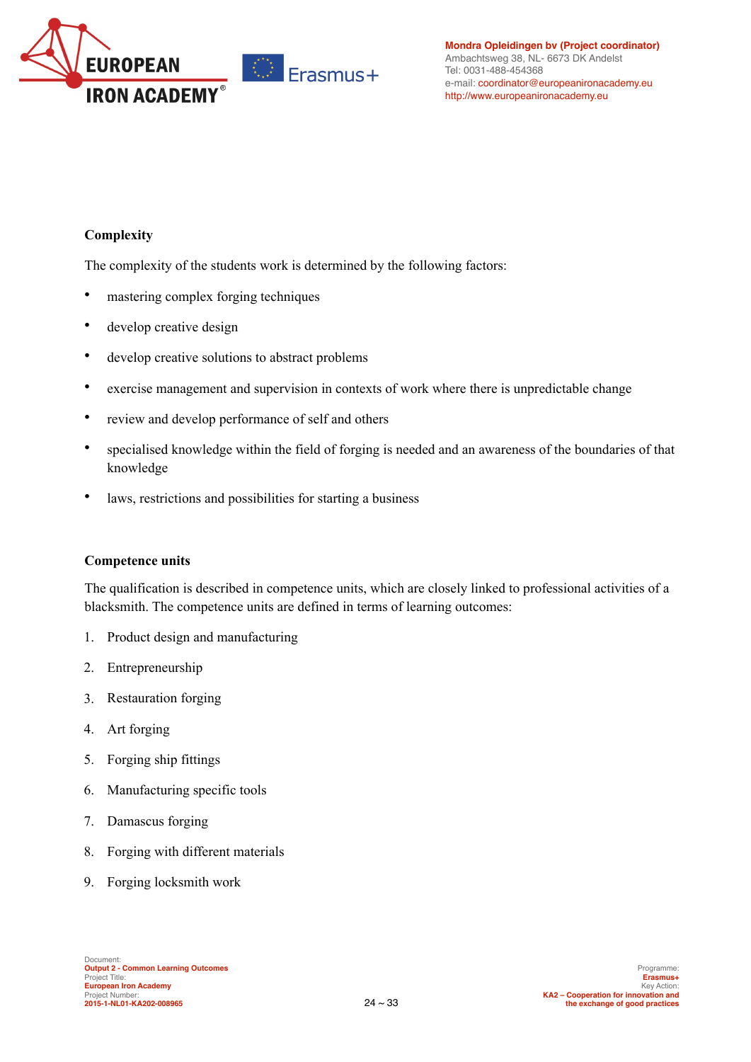**Complexity**

The complexity of the students work is determined by the following factors:

- mastering complex forging techniques
- develop creative design
- develop creative solutions to abstract problems
- exercise management and supervision in contexts of work where there is unpredictable change
- review and develop performance of self and others
- specialised knowledge within the field of forging is needed and an awareness of the boundaries of that knowledge
- laws, restrictions and possibilities for starting a business

**Competence units**

The qualification is described in competence units, which are closely linked to professional activities of a blacksmith. The competence units are defined in terms of learning outcomes:

1. Product design and manufacturing
2. Entrepreneurship
3. Restauration forging
4. Art forging
5. Forging ship fittings
6. Manufacturing specific tools
7. Damascus forging
8. Forging with different materials
9. Forging locksmith work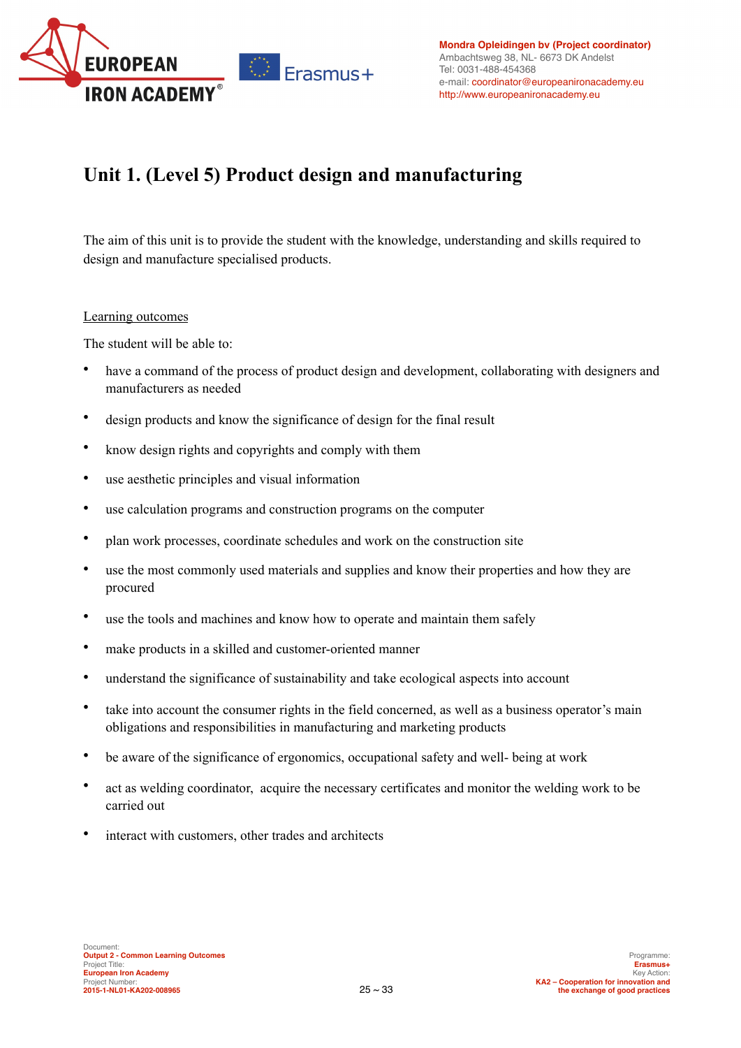# Unit 1. (Level 5) Product design and manufacturing

The aim of this unit is to provide the student with the knowledge, understanding and skills required to design and manufacture specialised products.

Learning outcomes

The student will be able to:

- have a command of the process of product design and development, collaborating with designers and manufacturers as needed
- design products and know the significance of design for the final result
- know design rights and copyrights and comply with them
- use aesthetic principles and visual information
- use calculation programs and construction programs on the computer
- plan work processes, coordinate schedules and work on the construction site
- use the most commonly used materials and supplies and know their properties and how they are procured
- use the tools and machines and know how to operate and maintain them safely
- make products in a skilled and customer-oriented manner
- understand the significance of sustainability and take ecological aspects into account
- take into account the consumer rights in the field concerned, as well as a business operator's main obligations and responsibilities in manufacturing and marketing products
- be aware of the significance of ergonomics, occupational safety and well- being at work
- act as welding coordinator, acquire the necessary certificates and monitor the welding work to be carried out
- interact with customers, other trades and architects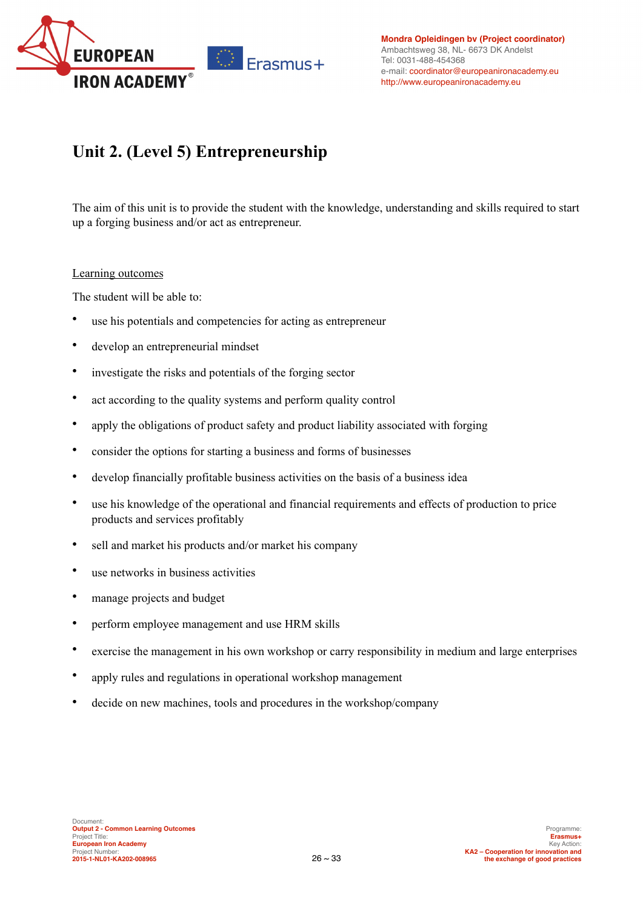# Unit 2. (Level 5) Entrepreneurship

The aim of this unit is to provide the student with the knowledge, understanding and skills required to start up a forging business and/or act as entrepreneur.

Learning outcomes

The student will be able to:

- use his potentials and competencies for acting as entrepreneur
- develop an entrepreneurial mindset
- investigate the risks and potentials of the forging sector
- act according to the quality systems and perform quality control
- apply the obligations of product safety and product liability associated with forging
- consider the options for starting a business and forms of businesses
- develop financially profitable business activities on the basis of a business idea
- use his knowledge of the operational and financial requirements and effects of production to price products and services profitably
- sell and market his products and/or market his company
- use networks in business activities
- manage projects and budget
- perform employee management and use HRM skills
- exercise the management in his own workshop or carry responsibility in medium and large enterprises
- apply rules and regulations in operational workshop management
- decide on new machines, tools and procedures in the workshop/company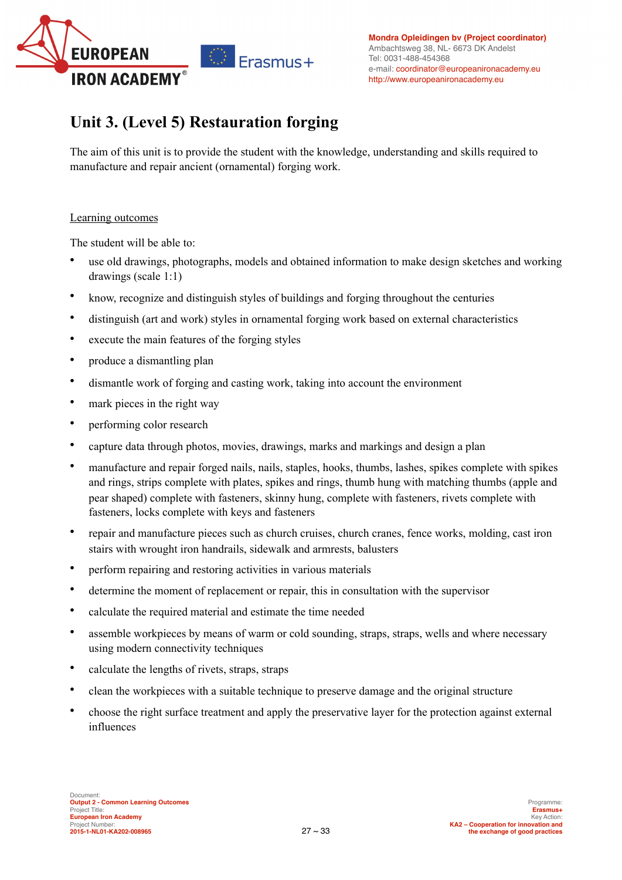# Unit 3. (Level 5) Restauration forging

The aim of this unit is to provide the student with the knowledge, understanding and skills required to manufacture and repair ancient (ornamental) forging work.

Learning outcomes

The student will be able to:

- use old drawings, photographs, models and obtained information to make design sketches and working drawings (scale 1:1)
- know, recognize and distinguish styles of buildings and forging throughout the centuries
- distinguish (art and work) styles in ornamental forging work based on external characteristics
- execute the main features of the forging styles
- produce a dismantling plan
- dismantle work of forging and casting work, taking into account the environment
- mark pieces in the right way
- performing color research
- capture data through photos, movies, drawings, marks and markings and design a plan
- manufacture and repair forged nails, nails, staples, hooks, thumbs, lashes, spikes complete with spikes and rings, strips complete with plates, spikes and rings, thumb hung with matching thumbs (apple and pear shaped) complete with fasteners, skinny hung, complete with fasteners, rivets complete with fasteners, locks complete with keys and fasteners
- repair and manufacture pieces such as church cruises, church cranes, fence works, molding, cast iron stairs with wrought iron handrails, sidewalk and armrests, balusters
- perform repairing and restoring activities in various materials
- determine the moment of replacement or repair, this in consultation with the supervisor
- calculate the required material and estimate the time needed
- assemble workpieces by means of warm or cold sounding, straps, straps, wells and where necessary using modern connectivity techniques
- calculate the lengths of rivets, straps, straps
- clean the workpieces with a suitable technique to preserve damage and the original structure
- choose the right surface treatment and apply the preservative layer for the protection against external influences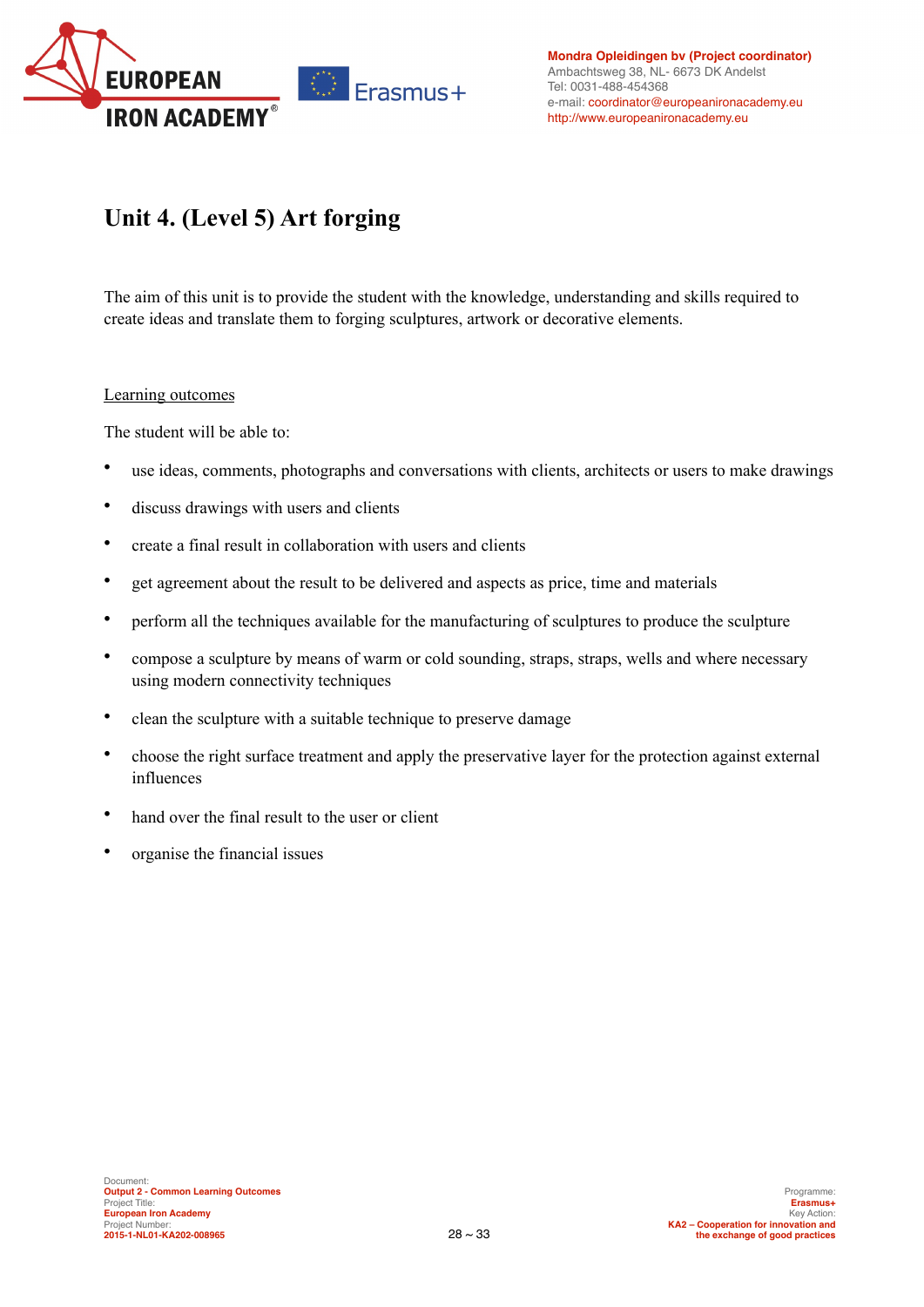# Unit 4. (Level 5) Art forging

The aim of this unit is to provide the student with the knowledge, understanding and skills required to create ideas and translate them to forging sculptures, artwork or decorative elements.

Learning outcomes

The student will be able to:

- use ideas, comments, photographs and conversations with clients, architects or users to make drawings
- discuss drawings with users and clients
- create a final result in collaboration with users and clients
- get agreement about the result to be delivered and aspects as price, time and materials
- perform all the techniques available for the manufacturing of sculptures to produce the sculpture
- compose a sculpture by means of warm or cold sounding, straps, straps, wells and where necessary using modern connectivity techniques
- clean the sculpture with a suitable technique to preserve damage
- choose the right surface treatment and apply the preservative layer for the protection against external influences
- hand over the final result to the user or client
- organise the financial issues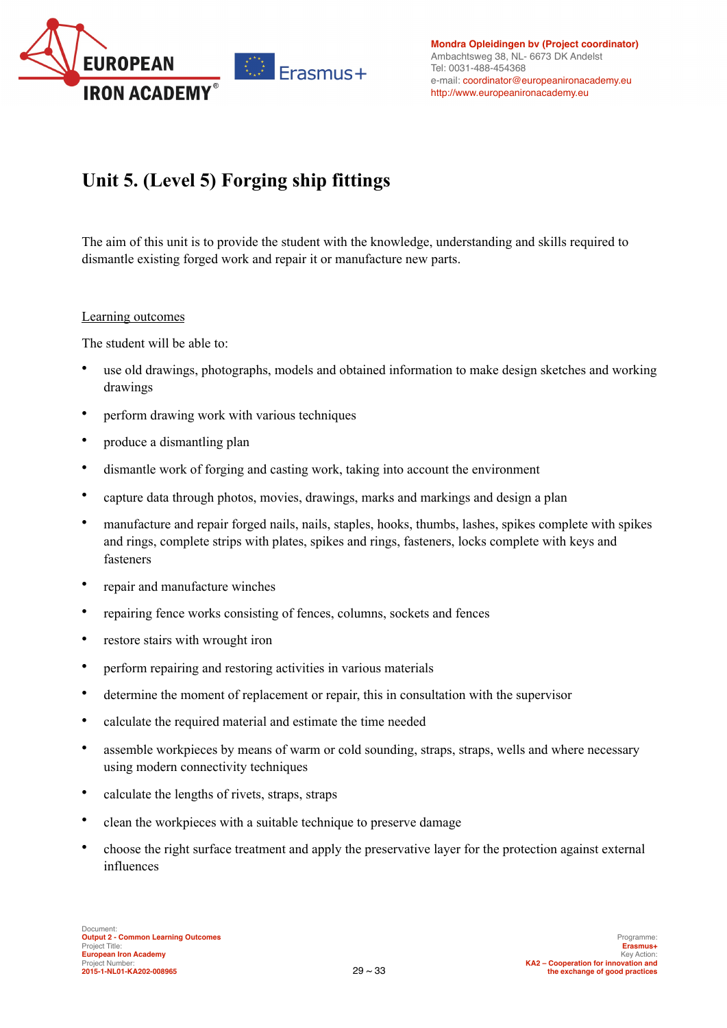# Unit 5. (Level 5) Forging ship fittings

The aim of this unit is to provide the student with the knowledge, understanding and skills required to dismantle existing forged work and repair it or manufacture new parts.

Learning outcomes

The student will be able to:

- use old drawings, photographs, models and obtained information to make design sketches and working drawings
- perform drawing work with various techniques
- produce a dismantling plan
- dismantle work of forging and casting work, taking into account the environment
- capture data through photos, movies, drawings, marks and markings and design a plan
- manufacture and repair forged nails, nails, staples, hooks, thumbs, lashes, spikes complete with spikes and rings, complete strips with plates, spikes and rings, fasteners, locks complete with keys and fasteners
- repair and manufacture winches
- repairing fence works consisting of fences, columns, sockets and fences
- restore stairs with wrought iron
- perform repairing and restoring activities in various materials
- determine the moment of replacement or repair, this in consultation with the supervisor
- calculate the required material and estimate the time needed
- assemble workpieces by means of warm or cold sounding, straps, straps, wells and where necessary using modern connectivity techniques
- calculate the lengths of rivets, straps, straps
- clean the workpieces with a suitable technique to preserve damage
- choose the right surface treatment and apply the preservative layer for the protection against external influences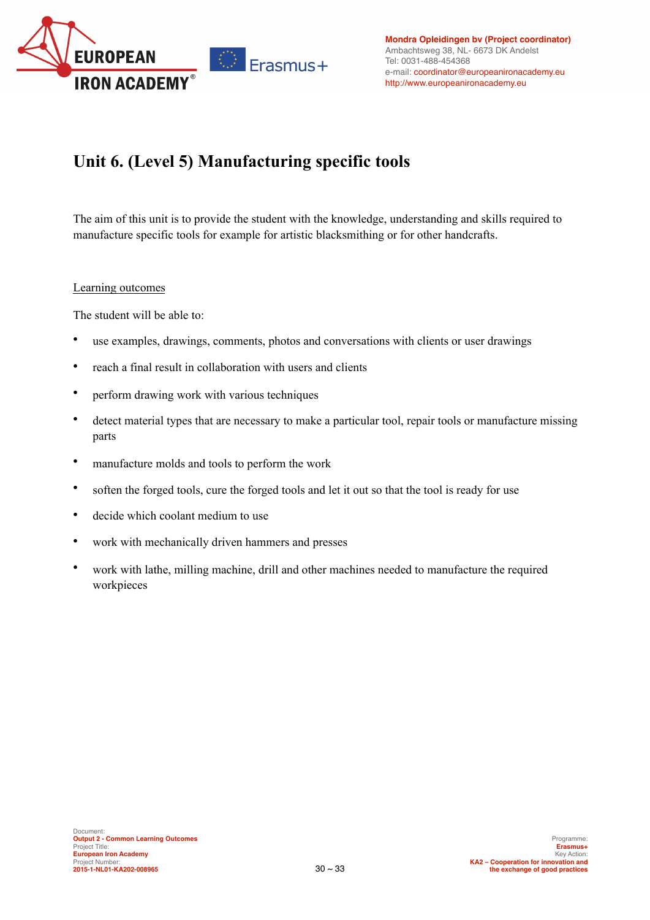# Unit 6. (Level 5) Manufacturing specific tools

The aim of this unit is to provide the student with the knowledge, understanding and skills required to manufacture specific tools for example for artistic blacksmithing or for other handcrafts.

## Learning outcomes

The student will be able to:

- use examples, drawings, comments, photos and conversations with clients or user drawings
- reach a final result in collaboration with users and clients
- perform drawing work with various techniques
- detect material types that are necessary to make a particular tool, repair tools or manufacture missing parts
- manufacture molds and tools to perform the work
- soften the forged tools, cure the forged tools and let it out so that the tool is ready for use
- decide which coolant medium to use
- work with mechanically driven hammers and presses
- work with lathe, milling machine, drill and other machines needed to manufacture the required workpieces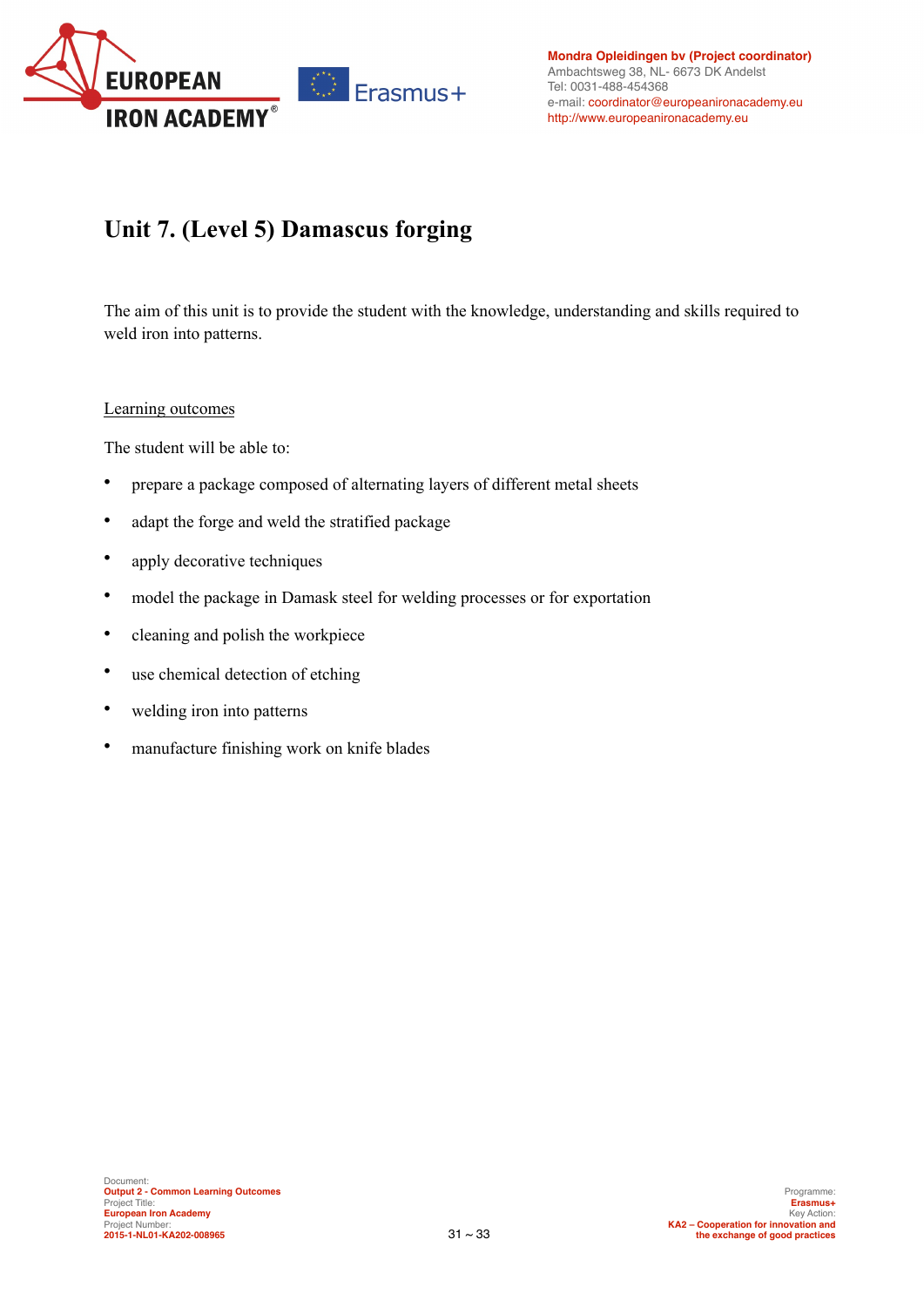# Unit 7. (Level 5) Damascus forging

The aim of this unit is to provide the student with the knowledge, understanding and skills required to weld iron into patterns.

Learning outcomes

The student will be able to:

- prepare a package composed of alternating layers of different metal sheets
- adapt the forge and weld the stratified package
- apply decorative techniques
- model the package in Damask steel for welding processes or for exportation
- cleaning and polish the workpiece
- use chemical detection of etching
- welding iron into patterns
- manufacture finishing work on knife blades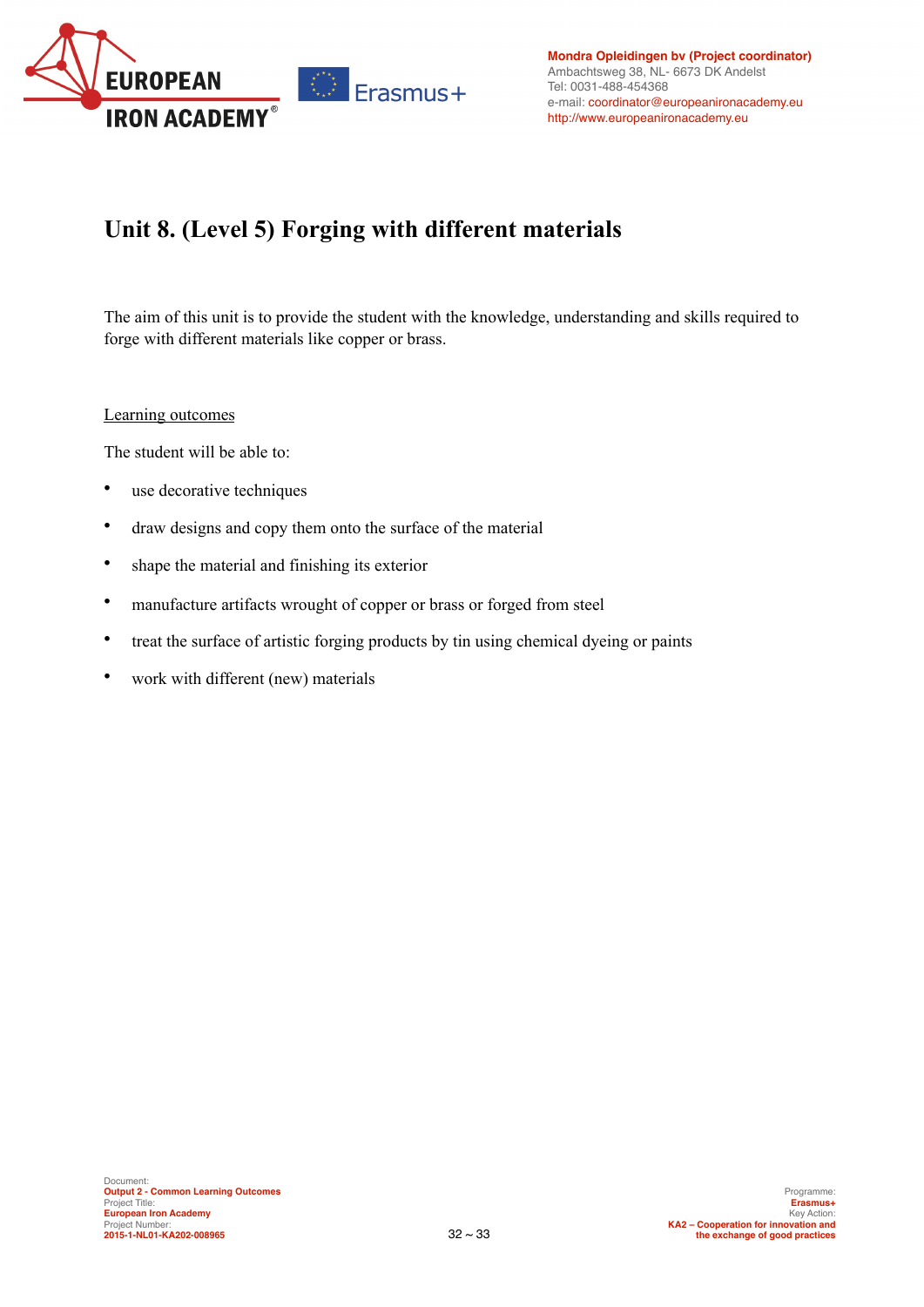# Unit 8. (Level 5) Forging with different materials

The aim of this unit is to provide the student with the knowledge, understanding and skills required to forge with different materials like copper or brass.

Learning outcomes

The student will be able to:

- use decorative techniques
- draw designs and copy them onto the surface of the material
- shape the material and finishing its exterior
- manufacture artifacts wrought of copper or brass or forged from steel
- treat the surface of artistic forging products by tin using chemical dyeing or paints
- work with different (new) materials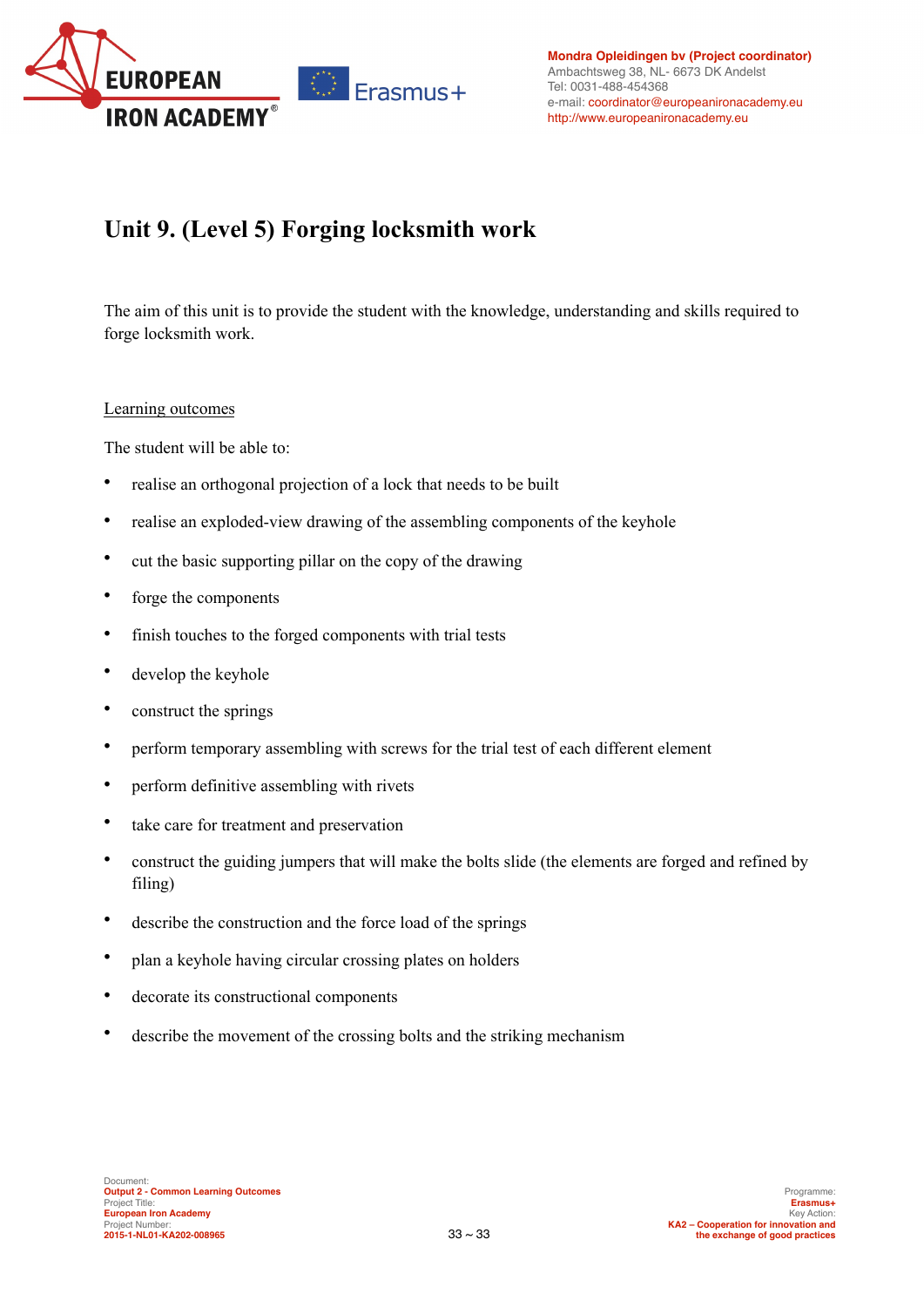# Unit 9. (Level 5) Forging locksmith work

The aim of this unit is to provide the student with the knowledge, understanding and skills required to forge locksmith work.

Learning outcomes

The student will be able to:

- realise an orthogonal projection of a lock that needs to be built
- realise an exploded-view drawing of the assembling components of the keyhole
- cut the basic supporting pillar on the copy of the drawing
- forge the components
- finish touches to the forged components with trial tests
- develop the keyhole
- construct the springs
- perform temporary assembling with screws for the trial test of each different element
- perform definitive assembling with rivets
- take care for treatment and preservation
- construct the guiding jumpers that will make the bolts slide (the elements are forged and refined by filing)
- describe the construction and the force load of the springs
- plan a keyhole having circular crossing plates on holders
- decorate its constructional components
- describe the movement of the crossing bolts and the striking mechanism